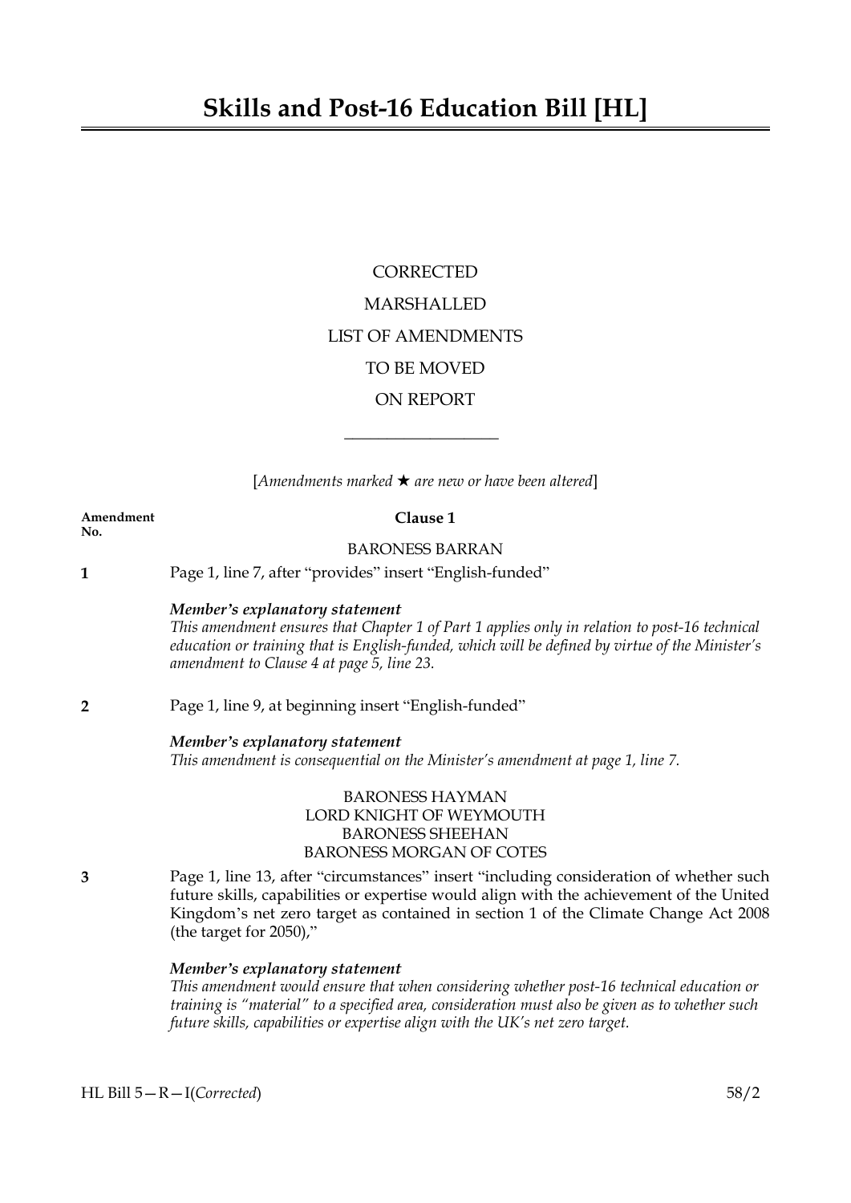# Skills and Post-16 Education Bill [HL]

CORRECTED

MARSHALLED

LIST OF AMENDMENTS

TO BE MOVED

ON REPORT

---

[*Amendments marked ★ are new or have been altered*]

**Amendment No.**

**Clause 1**

BARONESS BARRAN

**1** Page 1, line 7, after "provides" insert "English-funded"

***Member's explanatory statement***
*This amendment ensures that Chapter 1 of Part 1 applies only in relation to post-16 technical education or training that is English-funded, which will be defined by virtue of the Minister's amendment to Clause 4 at page 5, line 23.*

**2** Page 1, line 9, at beginning insert "English-funded"

***Member's explanatory statement***
*This amendment is consequential on the Minister's amendment at page 1, line 7.*

BARONESS HAYMAN
LORD KNIGHT OF WEYMOUTH
BARONESS SHEEHAN
BARONESS MORGAN OF COTES

**3** Page 1, line 13, after "circumstances" insert "including consideration of whether such future skills, capabilities or expertise would align with the achievement of the United Kingdom's net zero target as contained in section 1 of the Climate Change Act 2008 (the target for 2050),"

***Member's explanatory statement***
*This amendment would ensure that when considering whether post-16 technical education or training is "material" to a specified area, consideration must also be given as to whether such future skills, capabilities or expertise align with the UK's net zero target.*

HL Bill 5—R—I(*Corrected*) 58/2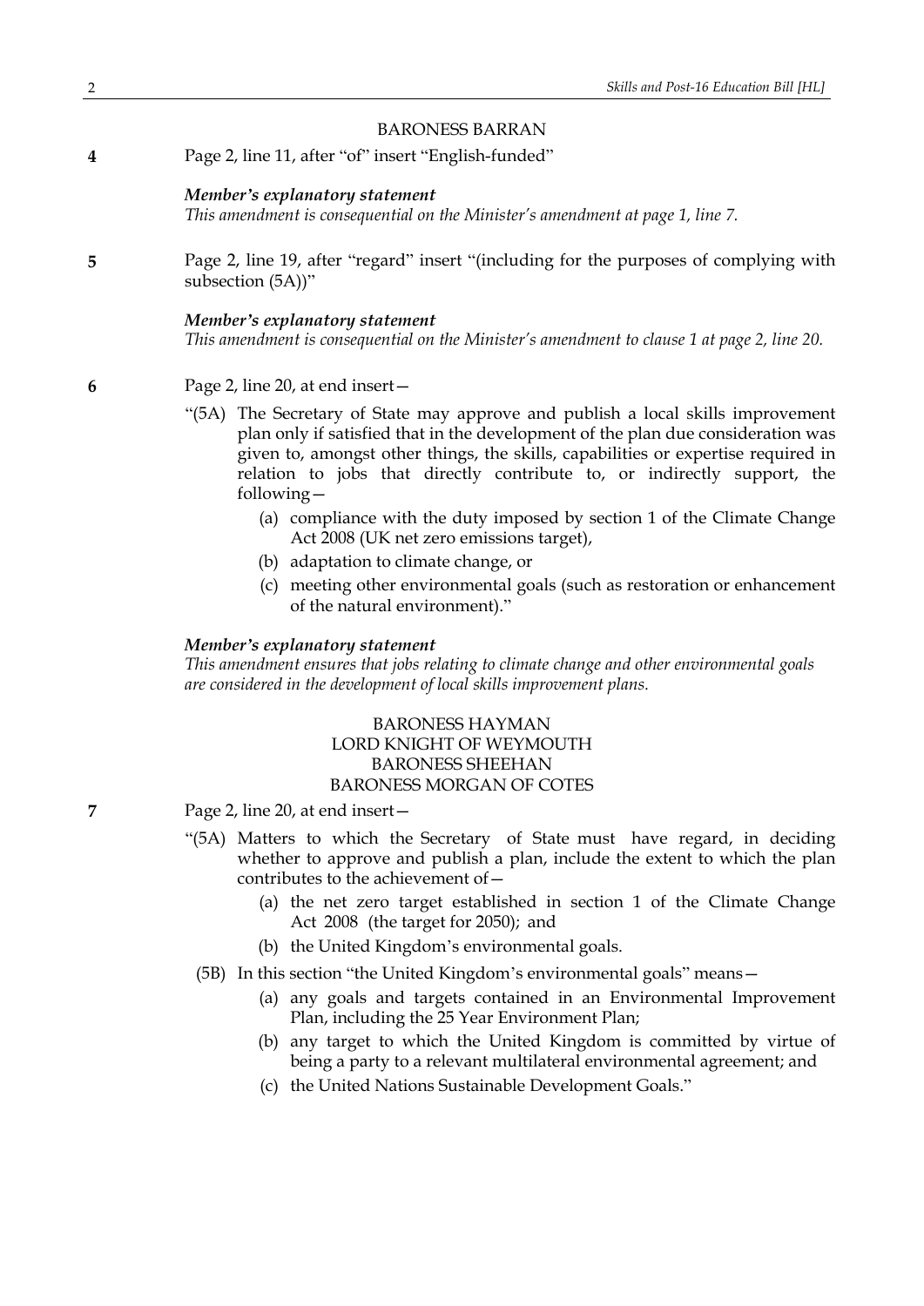BARONESS BARRAN

**4** Page 2, line 11, after "of" insert "English-funded"

***Member's explanatory statement***
*This amendment is consequential on the Minister's amendment at page 1, line 7.*

**5** Page 2, line 19, after "regard" insert "(including for the purposes of complying with subsection (5A))"

***Member's explanatory statement***
*This amendment is consequential on the Minister's amendment to clause 1 at page 2, line 20.*

**6** Page 2, line 20, at end insert—

"(5A) The Secretary of State may approve and publish a local skills improvement plan only if satisfied that in the development of the plan due consideration was given to, amongst other things, the skills, capabilities or expertise required in relation to jobs that directly contribute to, or indirectly support, the following—

(a) compliance with the duty imposed by section 1 of the Climate Change Act 2008 (UK net zero emissions target),

(b) adaptation to climate change, or

(c) meeting other environmental goals (such as restoration or enhancement of the natural environment)."

***Member's explanatory statement***
*This amendment ensures that jobs relating to climate change and other environmental goals are considered in the development of local skills improvement plans.*

BARONESS HAYMAN
LORD KNIGHT OF WEYMOUTH
BARONESS SHEEHAN
BARONESS MORGAN OF COTES

**7** Page 2, line 20, at end insert—

"(5A) Matters to which the Secretary of State must have regard, in deciding whether to approve and publish a plan, include the extent to which the plan contributes to the achievement of—

(a) the net zero target established in section 1 of the Climate Change Act 2008 (the target for 2050); and

(b) the United Kingdom's environmental goals.

(5B) In this section "the United Kingdom's environmental goals" means—

(a) any goals and targets contained in an Environmental Improvement Plan, including the 25 Year Environment Plan;

(b) any target to which the United Kingdom is committed by virtue of being a party to a relevant multilateral environmental agreement; and

(c) the United Nations Sustainable Development Goals."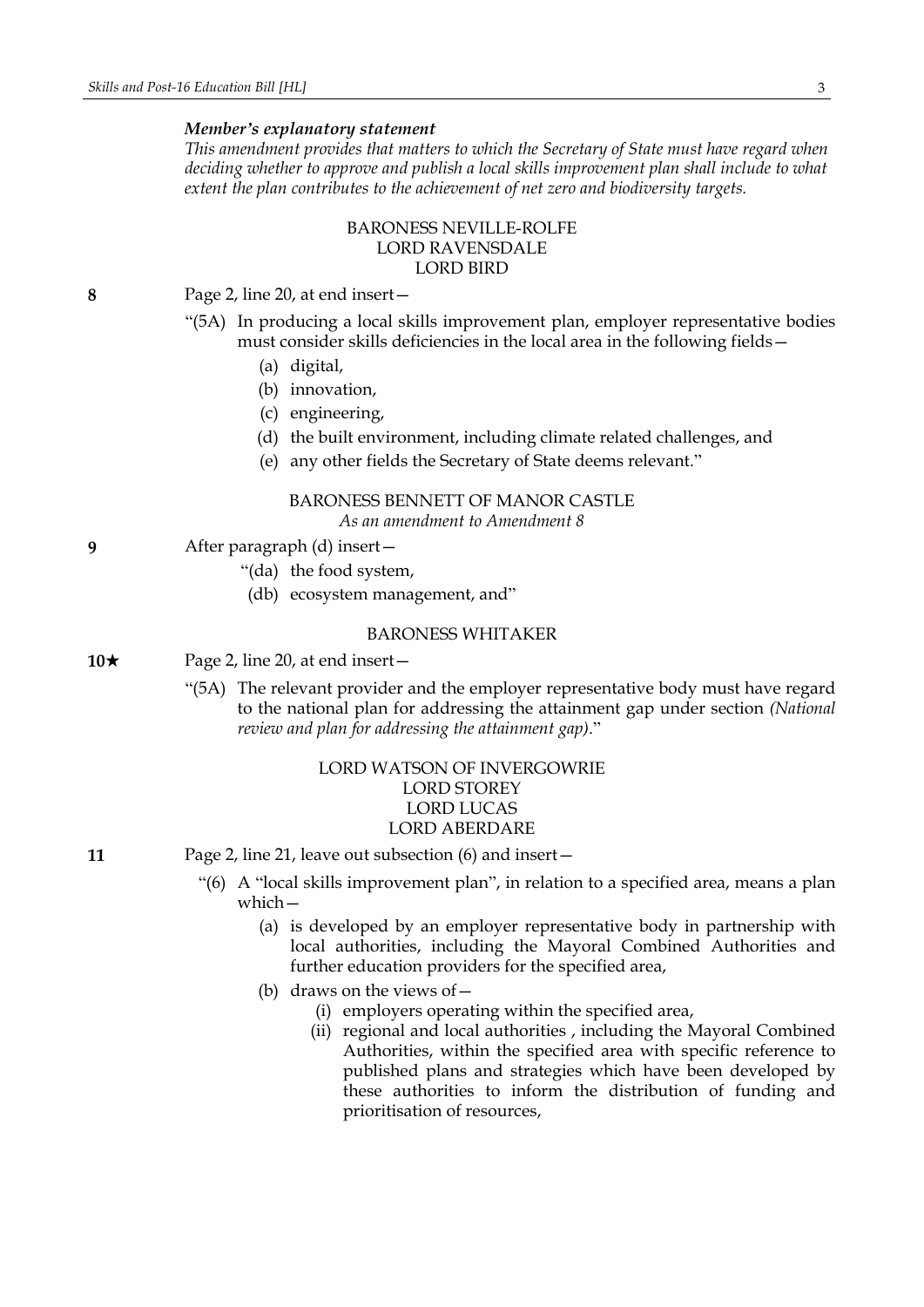***Member's explanatory statement***

*This amendment provides that matters to which the Secretary of State must have regard when deciding whether to approve and publish a local skills improvement plan shall include to what extent the plan contributes to the achievement of net zero and biodiversity targets.*

BARONESS NEVILLE-ROLFE
LORD RAVENSDALE
LORD BIRD

**8** Page 2, line 20, at end insert—

"(5A) In producing a local skills improvement plan, employer representative bodies must consider skills deficiencies in the local area in the following fields—

(a) digital,

(b) innovation,

(c) engineering,

(d) the built environment, including climate related challenges, and

(e) any other fields the Secretary of State deems relevant."

BARONESS BENNETT OF MANOR CASTLE
*As an amendment to Amendment 8*

**9** After paragraph (d) insert—

"(da) the food system,

(db) ecosystem management, and"

BARONESS WHITAKER

**10★** Page 2, line 20, at end insert—

"(5A) The relevant provider and the employer representative body must have regard to the national plan for addressing the attainment gap under section *(National review and plan for addressing the attainment gap)*."

LORD WATSON OF INVERGOWRIE
LORD STOREY
LORD LUCAS
LORD ABERDARE

**11** Page 2, line 21, leave out subsection (6) and insert—

"(6) A "local skills improvement plan", in relation to a specified area, means a plan which—

(a) is developed by an employer representative body in partnership with local authorities, including the Mayoral Combined Authorities and further education providers for the specified area,

(b) draws on the views of—

(i) employers operating within the specified area,

(ii) regional and local authorities , including the Mayoral Combined Authorities, within the specified area with specific reference to published plans and strategies which have been developed by these authorities to inform the distribution of funding and prioritisation of resources,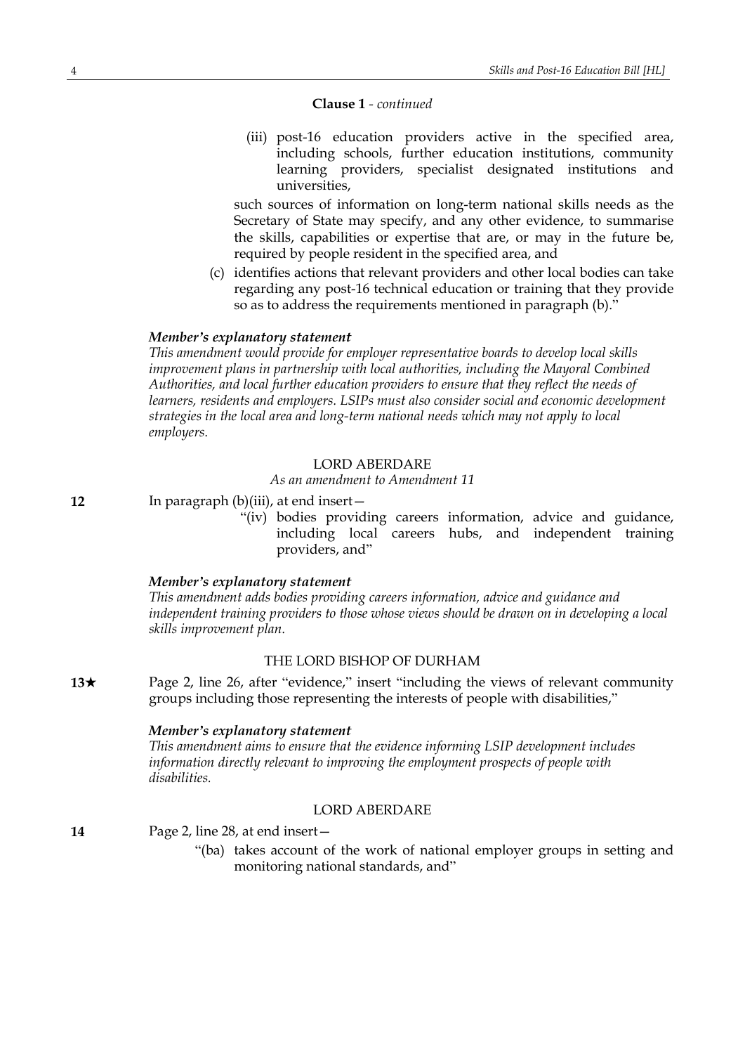**Clause 1** - *continued*

(iii) post-16 education providers active in the specified area, including schools, further education institutions, community learning providers, specialist designated institutions and universities,

such sources of information on long-term national skills needs as the Secretary of State may specify, and any other evidence, to summarise the skills, capabilities or expertise that are, or may in the future be, required by people resident in the specified area, and

(c) identifies actions that relevant providers and other local bodies can take regarding any post-16 technical education or training that they provide so as to address the requirements mentioned in paragraph (b)."

***Member's explanatory statement***

*This amendment would provide for employer representative boards to develop local skills improvement plans in partnership with local authorities, including the Mayoral Combined Authorities, and local further education providers to ensure that they reflect the needs of learners, residents and employers. LSIPs must also consider social and economic development strategies in the local area and long-term national needs which may not apply to local employers.*

LORD ABERDARE

*As an amendment to Amendment 11*

**12** In paragraph (b)(iii), at end insert—

"(iv) bodies providing careers information, advice and guidance, including local careers hubs, and independent training providers, and"

***Member's explanatory statement***

*This amendment adds bodies providing careers information, advice and guidance and independent training providers to those whose views should be drawn on in developing a local skills improvement plan.*

THE LORD BISHOP OF DURHAM

**13★** Page 2, line 26, after "evidence," insert "including the views of relevant community groups including those representing the interests of people with disabilities,"

***Member's explanatory statement***

*This amendment aims to ensure that the evidence informing LSIP development includes information directly relevant to improving the employment prospects of people with disabilities.*

LORD ABERDARE

**14** Page 2, line 28, at end insert—

"(ba) takes account of the work of national employer groups in setting and monitoring national standards, and"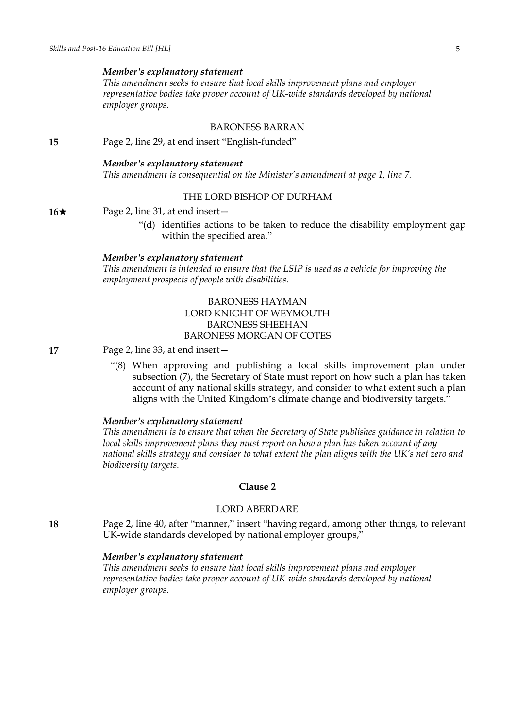***Member's explanatory statement***

*This amendment seeks to ensure that local skills improvement plans and employer representative bodies take proper account of UK-wide standards developed by national employer groups.*

BARONESS BARRAN

**15** Page 2, line 29, at end insert "English-funded"

***Member's explanatory statement***

*This amendment is consequential on the Minister's amendment at page 1, line 7.*

THE LORD BISHOP OF DURHAM

**16★** Page 2, line 31, at end insert—

"(d) identifies actions to be taken to reduce the disability employment gap within the specified area."

***Member's explanatory statement***

*This amendment is intended to ensure that the LSIP is used as a vehicle for improving the employment prospects of people with disabilities.*

BARONESS HAYMAN
LORD KNIGHT OF WEYMOUTH
BARONESS SHEEHAN
BARONESS MORGAN OF COTES

**17** Page 2, line 33, at end insert—

"(8) When approving and publishing a local skills improvement plan under subsection (7), the Secretary of State must report on how such a plan has taken account of any national skills strategy, and consider to what extent such a plan aligns with the United Kingdom's climate change and biodiversity targets."

***Member's explanatory statement***

*This amendment is to ensure that when the Secretary of State publishes guidance in relation to local skills improvement plans they must report on how a plan has taken account of any national skills strategy and consider to what extent the plan aligns with the UK's net zero and biodiversity targets.*

**Clause 2**

LORD ABERDARE

**18** Page 2, line 40, after "manner," insert "having regard, among other things, to relevant UK-wide standards developed by national employer groups,"

***Member's explanatory statement***

*This amendment seeks to ensure that local skills improvement plans and employer representative bodies take proper account of UK-wide standards developed by national employer groups.*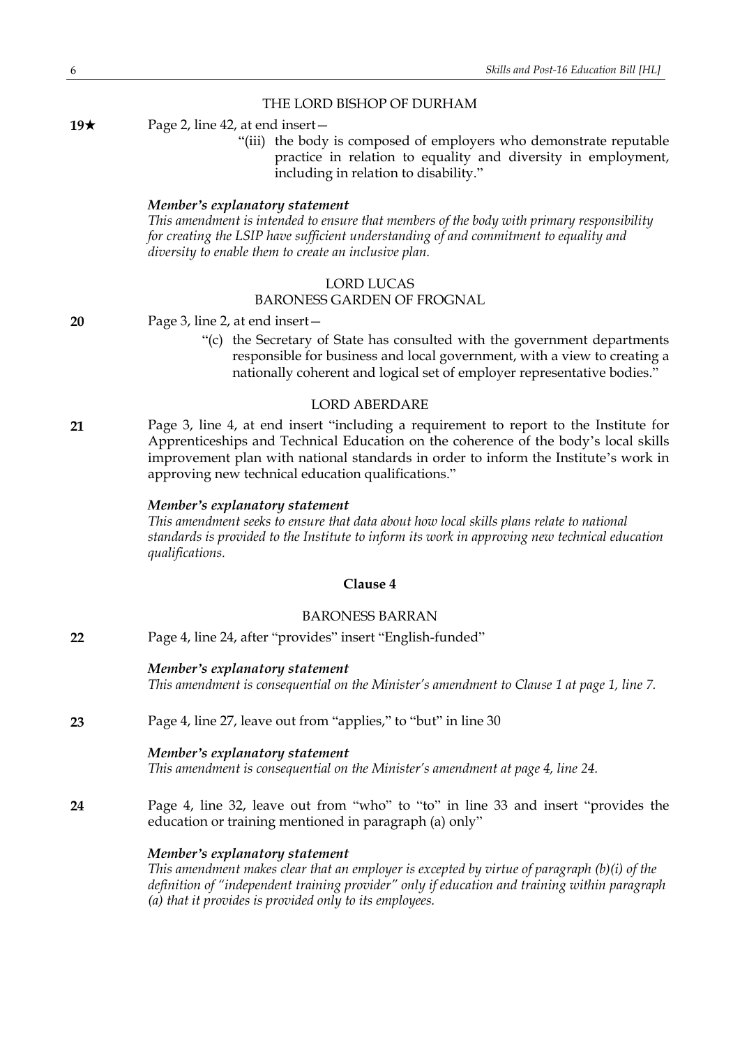THE LORD BISHOP OF DURHAM

**19★** Page 2, line 42, at end insert—

"(iii) the body is composed of employers who demonstrate reputable practice in relation to equality and diversity in employment, including in relation to disability."

***Member's explanatory statement***

*This amendment is intended to ensure that members of the body with primary responsibility for creating the LSIP have sufficient understanding of and commitment to equality and diversity to enable them to create an inclusive plan.*

LORD LUCAS
BARONESS GARDEN OF FROGNAL

**20** Page 3, line 2, at end insert—

"(c) the Secretary of State has consulted with the government departments responsible for business and local government, with a view to creating a nationally coherent and logical set of employer representative bodies."

LORD ABERDARE

**21** Page 3, line 4, at end insert "including a requirement to report to the Institute for Apprenticeships and Technical Education on the coherence of the body's local skills improvement plan with national standards in order to inform the Institute's work in approving new technical education qualifications."

***Member's explanatory statement***

*This amendment seeks to ensure that data about how local skills plans relate to national standards is provided to the Institute to inform its work in approving new technical education qualifications.*

**Clause 4**

BARONESS BARRAN

**22** Page 4, line 24, after "provides" insert "English-funded"

***Member's explanatory statement***

*This amendment is consequential on the Minister's amendment to Clause 1 at page 1, line 7.*

**23** Page 4, line 27, leave out from "applies," to "but" in line 30

***Member's explanatory statement***

*This amendment is consequential on the Minister's amendment at page 4, line 24.*

**24** Page 4, line 32, leave out from "who" to "to" in line 33 and insert "provides the education or training mentioned in paragraph (a) only"

***Member's explanatory statement***

*This amendment makes clear that an employer is excepted by virtue of paragraph (b)(i) of the definition of "independent training provider" only if education and training within paragraph (a) that it provides is provided only to its employees.*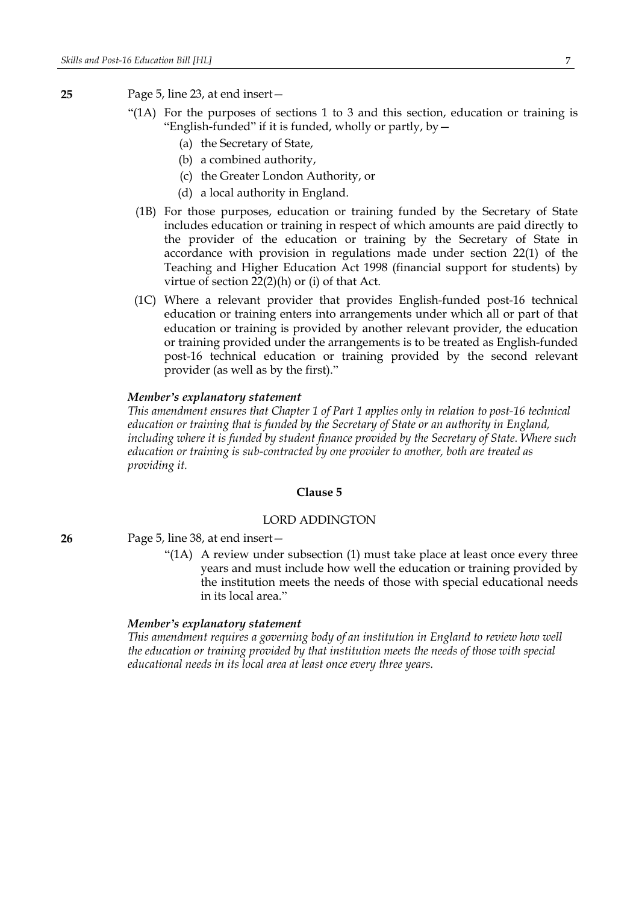**25** Page 5, line 23, at end insert—

"(1A) For the purposes of sections 1 to 3 and this section, education or training is "English-funded" if it is funded, wholly or partly, by—

(a) the Secretary of State,

(b) a combined authority,

(c) the Greater London Authority, or

(d) a local authority in England.

(1B) For those purposes, education or training funded by the Secretary of State includes education or training in respect of which amounts are paid directly to the provider of the education or training by the Secretary of State in accordance with provision in regulations made under section 22(1) of the Teaching and Higher Education Act 1998 (financial support for students) by virtue of section 22(2)(h) or (i) of that Act.

(1C) Where a relevant provider that provides English-funded post-16 technical education or training enters into arrangements under which all or part of that education or training is provided by another relevant provider, the education or training provided under the arrangements is to be treated as English-funded post-16 technical education or training provided by the second relevant provider (as well as by the first)."

***Member's explanatory statement***

*This amendment ensures that Chapter 1 of Part 1 applies only in relation to post-16 technical education or training that is funded by the Secretary of State or an authority in England, including where it is funded by student finance provided by the Secretary of State. Where such education or training is sub-contracted by one provider to another, both are treated as providing it.*

**Clause 5**

LORD ADDINGTON

**26** Page 5, line 38, at end insert—

"(1A) A review under subsection (1) must take place at least once every three years and must include how well the education or training provided by the institution meets the needs of those with special educational needs in its local area."

***Member's explanatory statement***

*This amendment requires a governing body of an institution in England to review how well the education or training provided by that institution meets the needs of those with special educational needs in its local area at least once every three years.*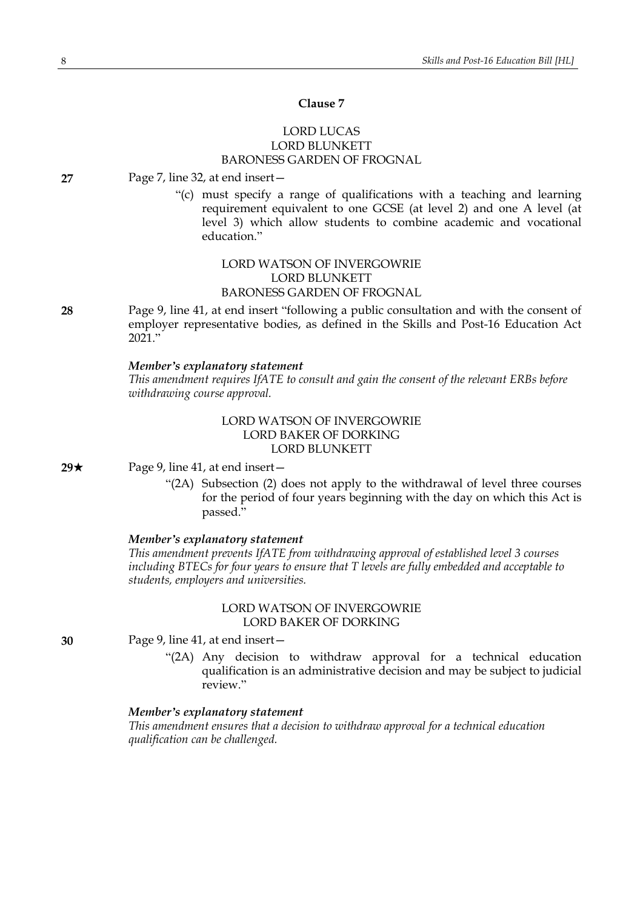**Clause 7**

LORD LUCAS
LORD BLUNKETT
BARONESS GARDEN OF FROGNAL

**27** Page 7, line 32, at end insert—

"(c) must specify a range of qualifications with a teaching and learning requirement equivalent to one GCSE (at level 2) and one A level (at level 3) which allow students to combine academic and vocational education."

LORD WATSON OF INVERGOWRIE
LORD BLUNKETT
BARONESS GARDEN OF FROGNAL

**28** Page 9, line 41, at end insert "following a public consultation and with the consent of employer representative bodies, as defined in the Skills and Post-16 Education Act 2021."

***Member's explanatory statement***

*This amendment requires IfATE to consult and gain the consent of the relevant ERBs before withdrawing course approval.*

LORD WATSON OF INVERGOWRIE
LORD BAKER OF DORKING
LORD BLUNKETT

**29★** Page 9, line 41, at end insert—

"(2A) Subsection (2) does not apply to the withdrawal of level three courses for the period of four years beginning with the day on which this Act is passed."

***Member's explanatory statement***

*This amendment prevents IfATE from withdrawing approval of established level 3 courses including BTECs for four years to ensure that T levels are fully embedded and acceptable to students, employers and universities.*

LORD WATSON OF INVERGOWRIE
LORD BAKER OF DORKING

**30** Page 9, line 41, at end insert—

"(2A) Any decision to withdraw approval for a technical education qualification is an administrative decision and may be subject to judicial review."

***Member's explanatory statement***

*This amendment ensures that a decision to withdraw approval for a technical education qualification can be challenged.*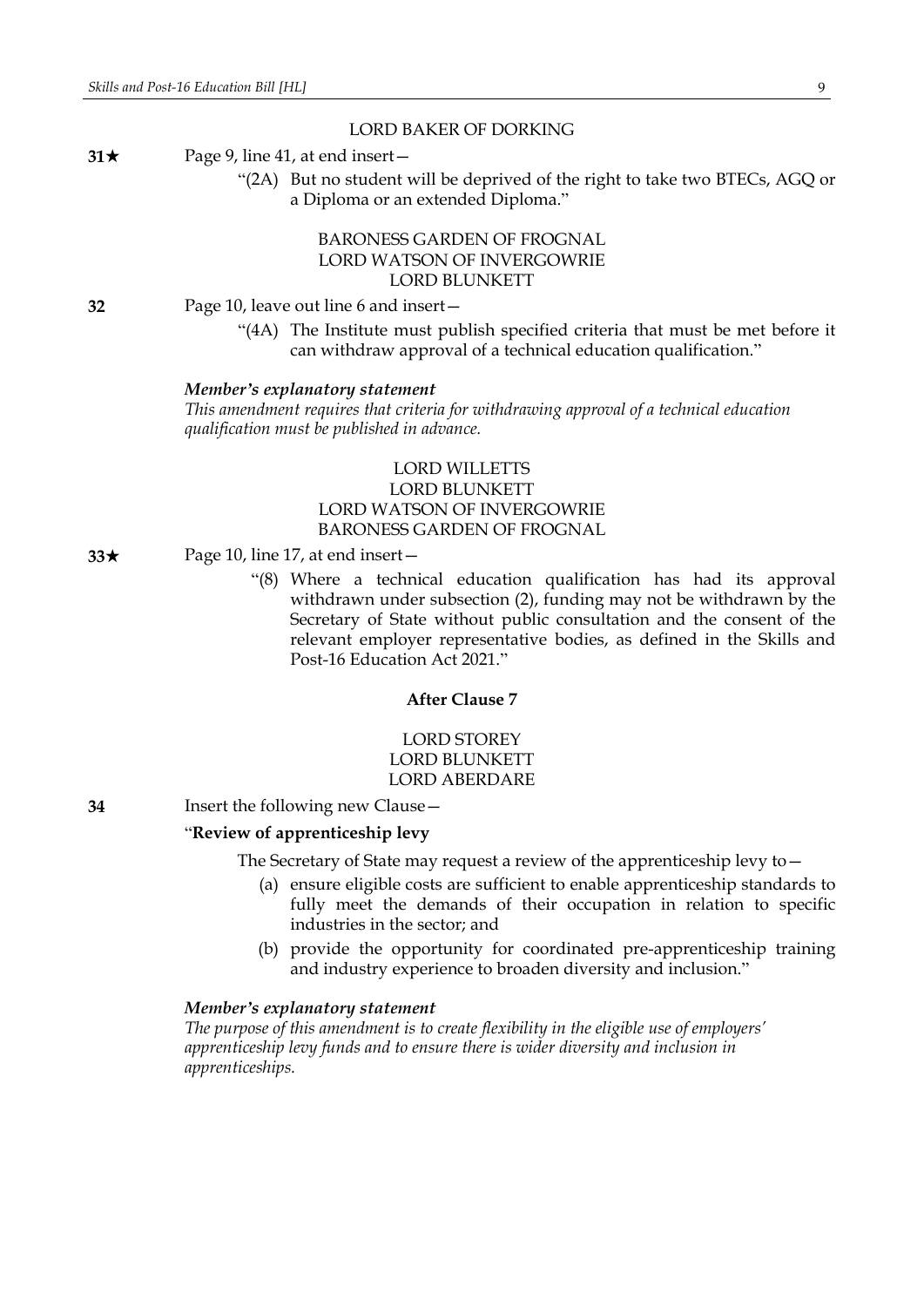LORD BAKER OF DORKING

**31★** Page 9, line 41, at end insert—

"(2A) But no student will be deprived of the right to take two BTECs, AGQ or a Diploma or an extended Diploma."

BARONESS GARDEN OF FROGNAL
LORD WATSON OF INVERGOWRIE
LORD BLUNKETT

**32** Page 10, leave out line 6 and insert—

"(4A) The Institute must publish specified criteria that must be met before it can withdraw approval of a technical education qualification."

***Member's explanatory statement***
*This amendment requires that criteria for withdrawing approval of a technical education qualification must be published in advance.*

LORD WILLETTS
LORD BLUNKETT
LORD WATSON OF INVERGOWRIE
BARONESS GARDEN OF FROGNAL

**33★** Page 10, line 17, at end insert—

"(8) Where a technical education qualification has had its approval withdrawn under subsection (2), funding may not be withdrawn by the Secretary of State without public consultation and the consent of the relevant employer representative bodies, as defined in the Skills and Post-16 Education Act 2021."

**After Clause 7**

LORD STOREY
LORD BLUNKETT
LORD ABERDARE

**34** Insert the following new Clause—

"**Review of apprenticeship levy**

The Secretary of State may request a review of the apprenticeship levy to—

(a) ensure eligible costs are sufficient to enable apprenticeship standards to fully meet the demands of their occupation in relation to specific industries in the sector; and

(b) provide the opportunity for coordinated pre-apprenticeship training and industry experience to broaden diversity and inclusion."

***Member's explanatory statement***
*The purpose of this amendment is to create flexibility in the eligible use of employers' apprenticeship levy funds and to ensure there is wider diversity and inclusion in apprenticeships.*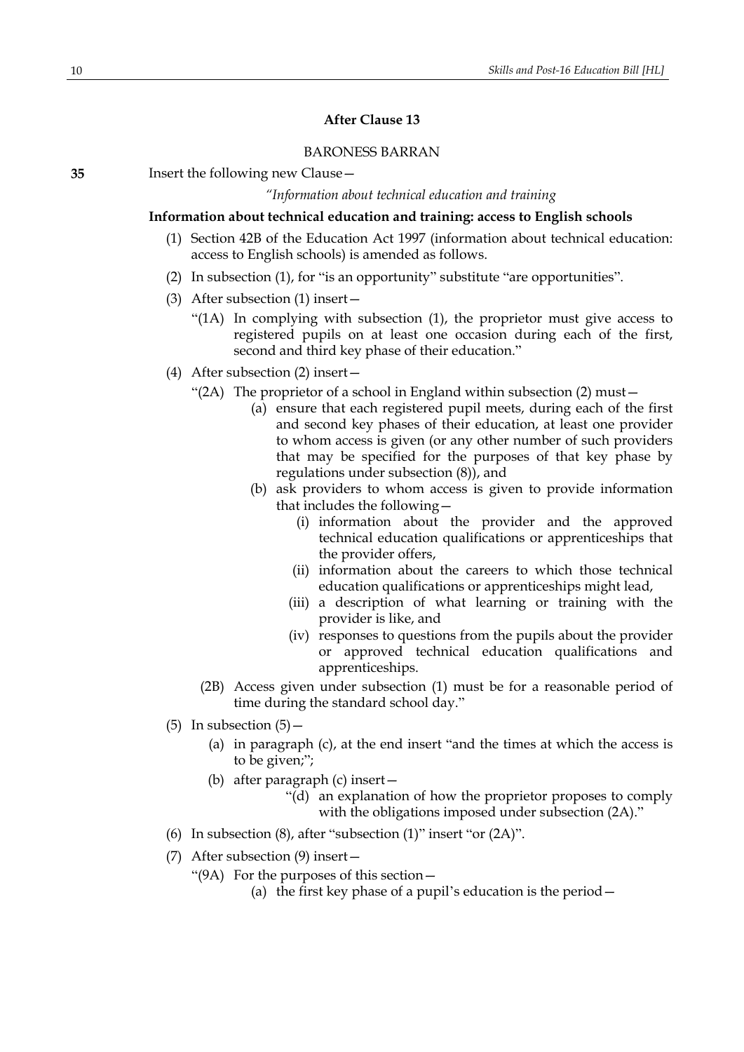**After Clause 13**

BARONESS BARRAN

**35** Insert the following new Clause—

*"Information about technical education and training*

**Information about technical education and training: access to English schools**

(1) Section 42B of the Education Act 1997 (information about technical education: access to English schools) is amended as follows.

(2) In subsection (1), for "is an opportunity" substitute "are opportunities".

(3) After subsection (1) insert—

"(1A) In complying with subsection (1), the proprietor must give access to registered pupils on at least one occasion during each of the first, second and third key phase of their education."

(4) After subsection (2) insert—

"(2A) The proprietor of a school in England within subsection (2) must—

(a) ensure that each registered pupil meets, during each of the first and second key phases of their education, at least one provider to whom access is given (or any other number of such providers that may be specified for the purposes of that key phase by regulations under subsection (8)), and

(b) ask providers to whom access is given to provide information that includes the following—

(i) information about the provider and the approved technical education qualifications or apprenticeships that the provider offers,

(ii) information about the careers to which those technical education qualifications or apprenticeships might lead,

(iii) a description of what learning or training with the provider is like, and

(iv) responses to questions from the pupils about the provider or approved technical education qualifications and apprenticeships.

(2B) Access given under subsection (1) must be for a reasonable period of time during the standard school day."

(5) In subsection (5)—

(a) in paragraph (c), at the end insert "and the times at which the access is to be given;";

(b) after paragraph (c) insert—

"(d) an explanation of how the proprietor proposes to comply with the obligations imposed under subsection (2A)."

(6) In subsection (8), after "subsection (1)" insert "or (2A)".

(7) After subsection (9) insert—

"(9A) For the purposes of this section—

(a) the first key phase of a pupil's education is the period—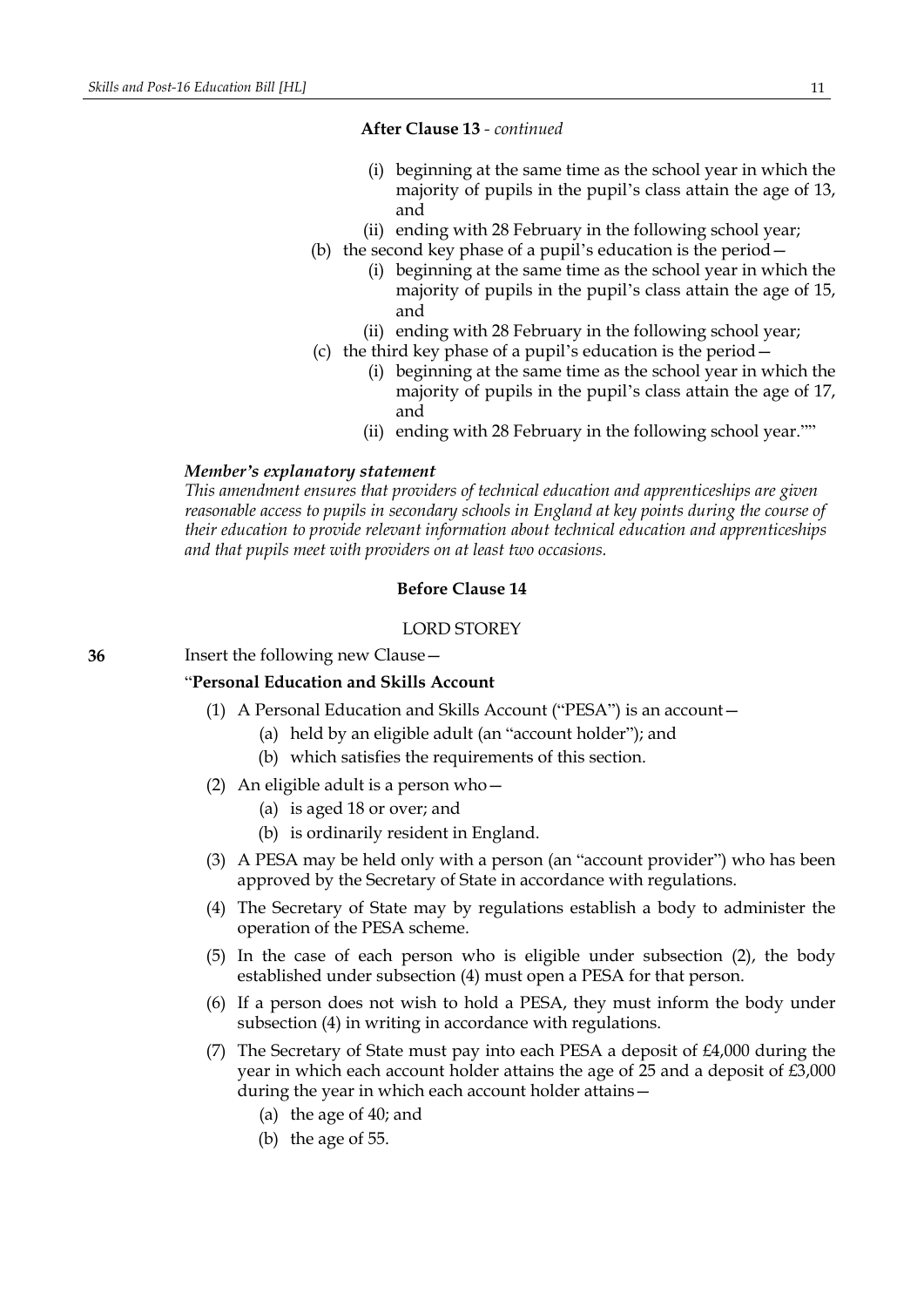**After Clause 13** - *continued*

(i) beginning at the same time as the school year in which the majority of pupils in the pupil's class attain the age of 13, and

(ii) ending with 28 February in the following school year;

(b) the second key phase of a pupil's education is the period—

(i) beginning at the same time as the school year in which the majority of pupils in the pupil's class attain the age of 15, and

(ii) ending with 28 February in the following school year;

(c) the third key phase of a pupil's education is the period—

(i) beginning at the same time as the school year in which the majority of pupils in the pupil's class attain the age of 17, and

(ii) ending with 28 February in the following school year.""

***Member's explanatory statement***

*This amendment ensures that providers of technical education and apprenticeships are given reasonable access to pupils in secondary schools in England at key points during the course of their education to provide relevant information about technical education and apprenticeships and that pupils meet with providers on at least two occasions.*

**Before Clause 14**

LORD STOREY

**36** Insert the following new Clause—

"**Personal Education and Skills Account**

(1) A Personal Education and Skills Account ("PESA") is an account—

(a) held by an eligible adult (an "account holder"); and

(b) which satisfies the requirements of this section.

(2) An eligible adult is a person who—

(a) is aged 18 or over; and

(b) is ordinarily resident in England.

(3) A PESA may be held only with a person (an "account provider") who has been approved by the Secretary of State in accordance with regulations.

(4) The Secretary of State may by regulations establish a body to administer the operation of the PESA scheme.

(5) In the case of each person who is eligible under subsection (2), the body established under subsection (4) must open a PESA for that person.

(6) If a person does not wish to hold a PESA, they must inform the body under subsection (4) in writing in accordance with regulations.

(7) The Secretary of State must pay into each PESA a deposit of £4,000 during the year in which each account holder attains the age of 25 and a deposit of £3,000 during the year in which each account holder attains—

(a) the age of 40; and

(b) the age of 55.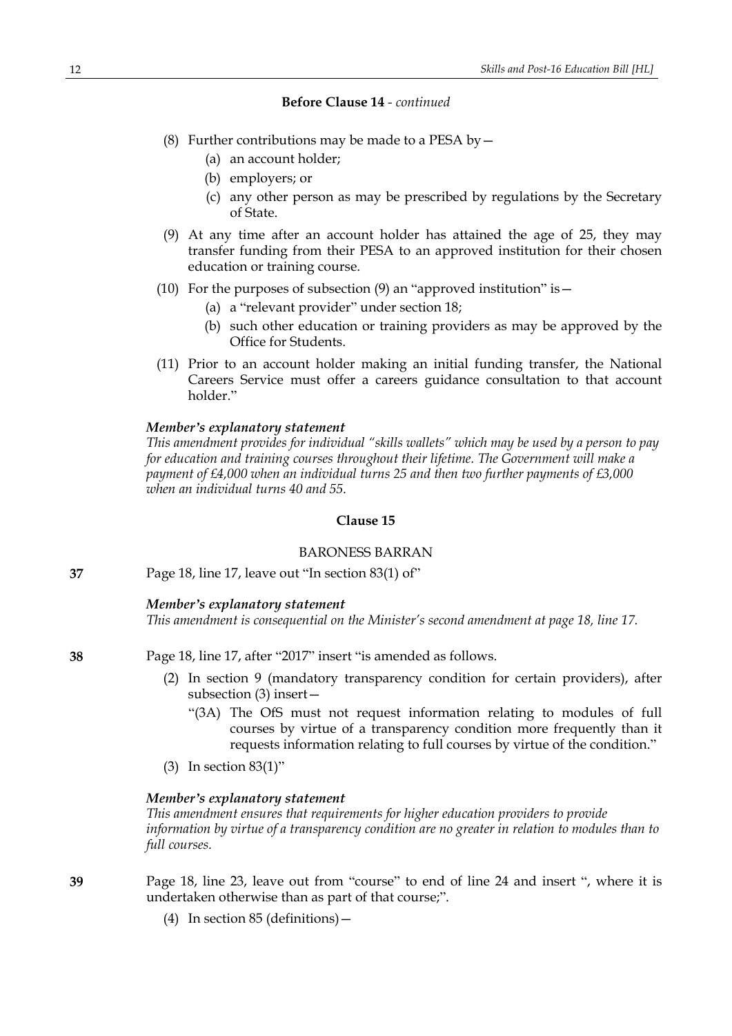**Before Clause 14** - *continued*

(8) Further contributions may be made to a PESA by—

(a) an account holder;

(b) employers; or

(c) any other person as may be prescribed by regulations by the Secretary of State.

(9) At any time after an account holder has attained the age of 25, they may transfer funding from their PESA to an approved institution for their chosen education or training course.

(10) For the purposes of subsection (9) an "approved institution" is—

(a) a "relevant provider" under section 18;

(b) such other education or training providers as may be approved by the Office for Students.

(11) Prior to an account holder making an initial funding transfer, the National Careers Service must offer a careers guidance consultation to that account holder."

***Member's explanatory statement***

*This amendment provides for individual "skills wallets" which may be used by a person to pay for education and training courses throughout their lifetime. The Government will make a payment of £4,000 when an individual turns 25 and then two further payments of £3,000 when an individual turns 40 and 55.*

## Clause 15

BARONESS BARRAN

**37** Page 18, line 17, leave out "In section 83(1) of"

***Member's explanatory statement***

*This amendment is consequential on the Minister's second amendment at page 18, line 17.*

**38** Page 18, line 17, after "2017" insert "is amended as follows.

(2) In section 9 (mandatory transparency condition for certain providers), after subsection (3) insert—

"(3A) The OfS must not request information relating to modules of full courses by virtue of a transparency condition more frequently than it requests information relating to full courses by virtue of the condition."

(3) In section 83(1)"

***Member's explanatory statement***

*This amendment ensures that requirements for higher education providers to provide information by virtue of a transparency condition are no greater in relation to modules than to full courses.*

**39** Page 18, line 23, leave out from "course" to end of line 24 and insert ", where it is undertaken otherwise than as part of that course;".

(4) In section 85 (definitions)—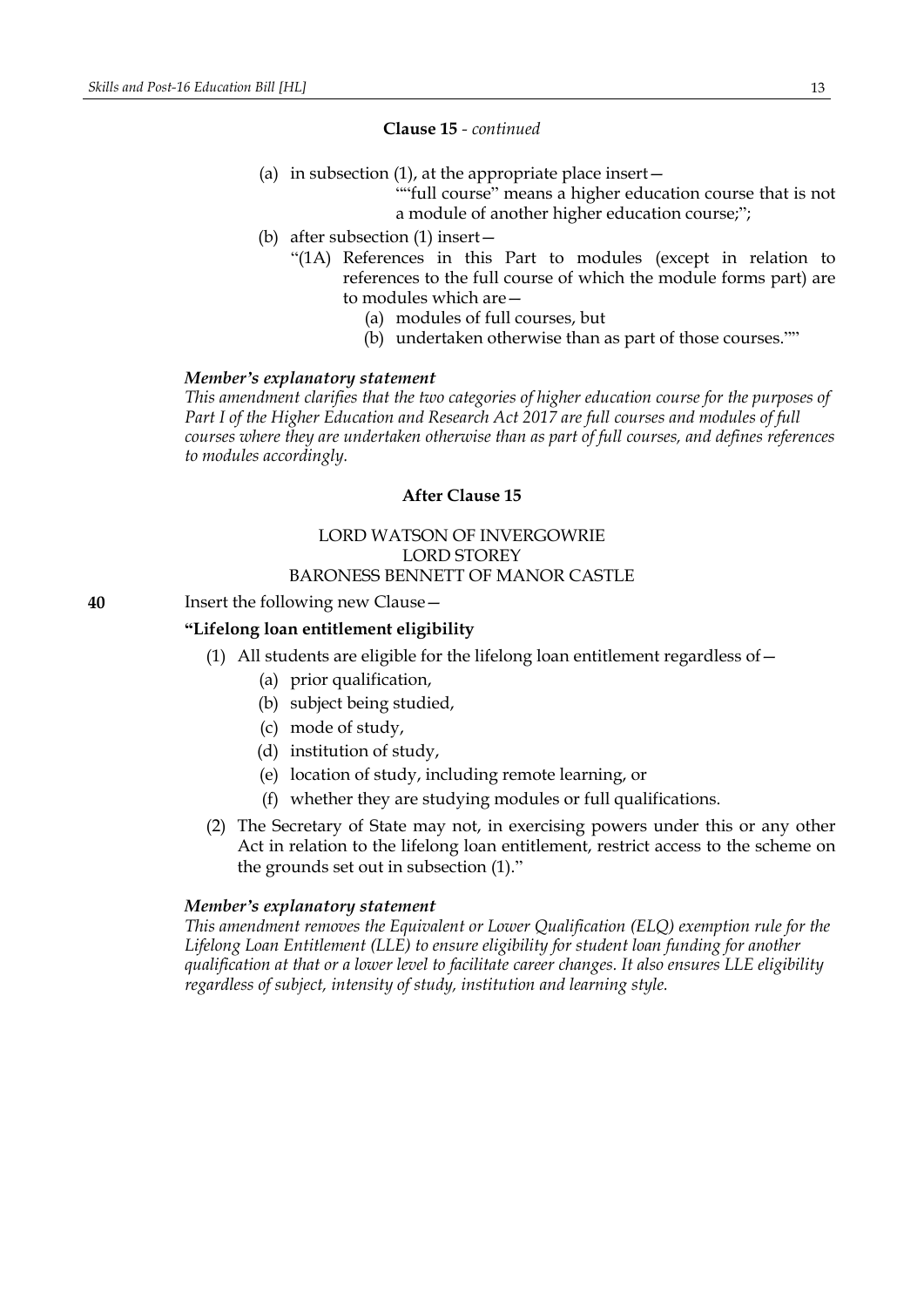**Clause 15** - *continued*

(a) in subsection (1), at the appropriate place insert—

""full course" means a higher education course that is not a module of another higher education course;";

(b) after subsection (1) insert—

"(1A) References in this Part to modules (except in relation to references to the full course of which the module forms part) are to modules which are—

(a) modules of full courses, but

(b) undertaken otherwise than as part of those courses.""

***Member's explanatory statement***

*This amendment clarifies that the two categories of higher education course for the purposes of Part I of the Higher Education and Research Act 2017 are full courses and modules of full courses where they are undertaken otherwise than as part of full courses, and defines references to modules accordingly.*

**After Clause 15**

LORD WATSON OF INVERGOWRIE
LORD STOREY
BARONESS BENNETT OF MANOR CASTLE

**40** Insert the following new Clause—

**"Lifelong loan entitlement eligibility**

(1) All students are eligible for the lifelong loan entitlement regardless of—

(a) prior qualification,

(b) subject being studied,

(c) mode of study,

(d) institution of study,

(e) location of study, including remote learning, or

(f) whether they are studying modules or full qualifications.

(2) The Secretary of State may not, in exercising powers under this or any other Act in relation to the lifelong loan entitlement, restrict access to the scheme on the grounds set out in subsection (1)."

***Member's explanatory statement***

*This amendment removes the Equivalent or Lower Qualification (ELQ) exemption rule for the Lifelong Loan Entitlement (LLE) to ensure eligibility for student loan funding for another qualification at that or a lower level to facilitate career changes. It also ensures LLE eligibility regardless of subject, intensity of study, institution and learning style.*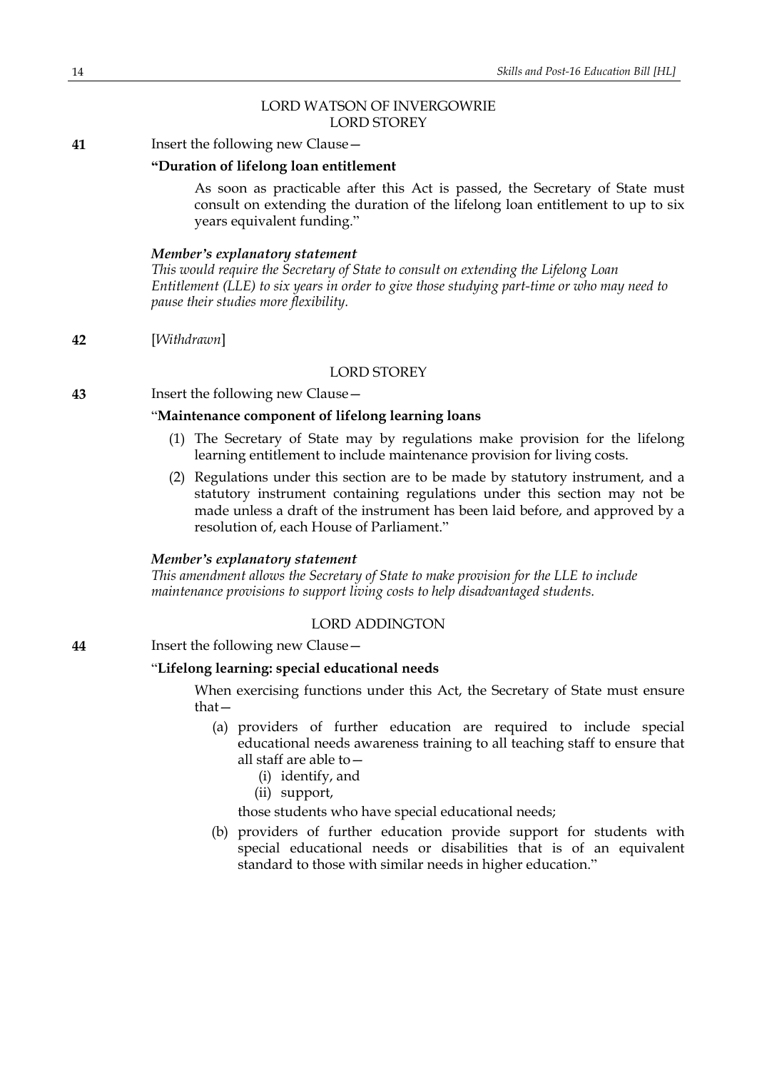LORD WATSON OF INVERGOWRIE
LORD STOREY

**41** Insert the following new Clause—

**"Duration of lifelong loan entitlement**

As soon as practicable after this Act is passed, the Secretary of State must consult on extending the duration of the lifelong loan entitlement to up to six years equivalent funding."

***Member's explanatory statement***

*This would require the Secretary of State to consult on extending the Lifelong Loan Entitlement (LLE) to six years in order to give those studying part-time or who may need to pause their studies more flexibility.*

**42** [*Withdrawn*]

LORD STOREY

**43** Insert the following new Clause—

"**Maintenance component of lifelong learning loans**

(1) The Secretary of State may by regulations make provision for the lifelong learning entitlement to include maintenance provision for living costs.

(2) Regulations under this section are to be made by statutory instrument, and a statutory instrument containing regulations under this section may not be made unless a draft of the instrument has been laid before, and approved by a resolution of, each House of Parliament."

***Member's explanatory statement***

*This amendment allows the Secretary of State to make provision for the LLE to include maintenance provisions to support living costs to help disadvantaged students.*

LORD ADDINGTON

**44** Insert the following new Clause—

"**Lifelong learning: special educational needs**

When exercising functions under this Act, the Secretary of State must ensure that—

(a) providers of further education are required to include special educational needs awareness training to all teaching staff to ensure that all staff are able to—
   (i) identify, and
   (ii) support,

   those students who have special educational needs;

(b) providers of further education provide support for students with special educational needs or disabilities that is of an equivalent standard to those with similar needs in higher education."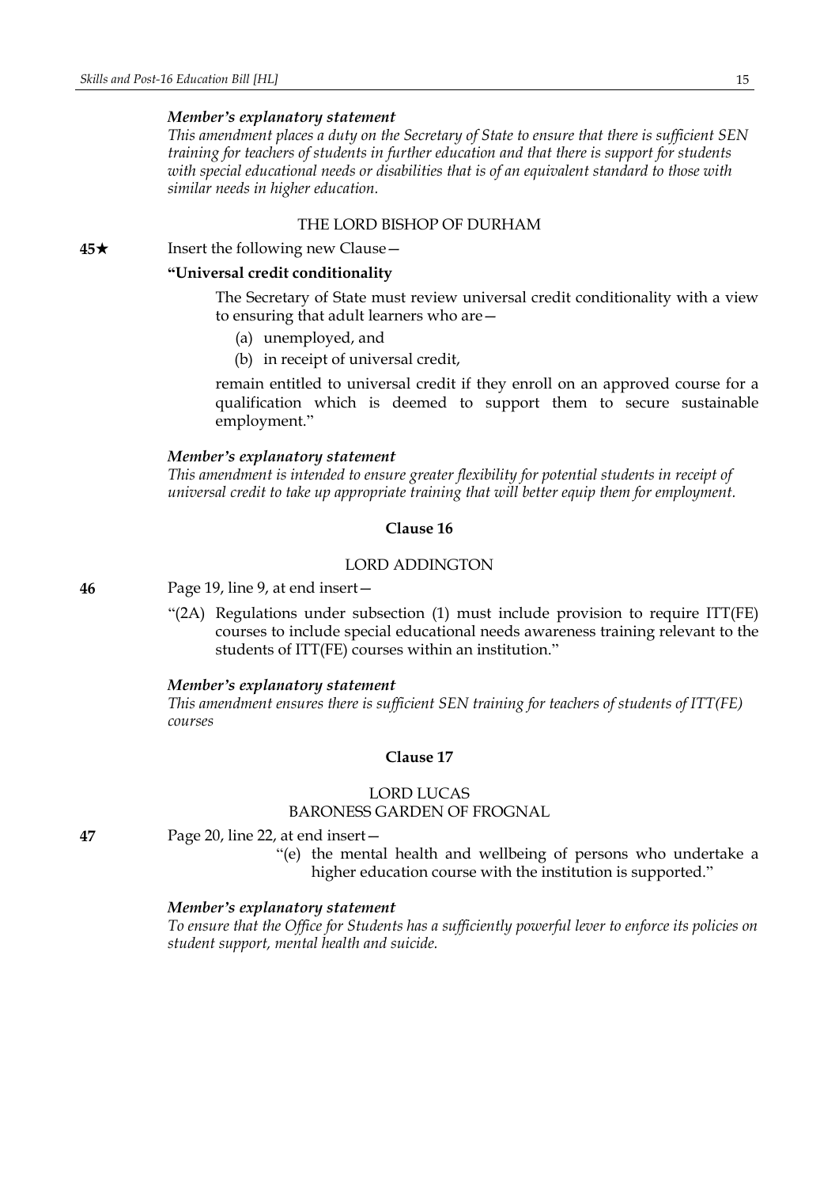***Member's explanatory statement***

*This amendment places a duty on the Secretary of State to ensure that there is sufficient SEN training for teachers of students in further education and that there is support for students with special educational needs or disabilities that is of an equivalent standard to those with similar needs in higher education.*

THE LORD BISHOP OF DURHAM

**45★** Insert the following new Clause—

**"Universal credit conditionality**

The Secretary of State must review universal credit conditionality with a view to ensuring that adult learners who are—

(a) unemployed, and

(b) in receipt of universal credit,

remain entitled to universal credit if they enroll on an approved course for a qualification which is deemed to support them to secure sustainable employment."

***Member's explanatory statement***

*This amendment is intended to ensure greater flexibility for potential students in receipt of universal credit to take up appropriate training that will better equip them for employment.*

**Clause 16**

LORD ADDINGTON

**46** Page 19, line 9, at end insert—

"(2A) Regulations under subsection (1) must include provision to require ITT(FE) courses to include special educational needs awareness training relevant to the students of ITT(FE) courses within an institution."

***Member's explanatory statement***

*This amendment ensures there is sufficient SEN training for teachers of students of ITT(FE) courses*

**Clause 17**

LORD LUCAS

BARONESS GARDEN OF FROGNAL

**47** Page 20, line 22, at end insert—

"(e) the mental health and wellbeing of persons who undertake a higher education course with the institution is supported."

***Member's explanatory statement***

*To ensure that the Office for Students has a sufficiently powerful lever to enforce its policies on student support, mental health and suicide.*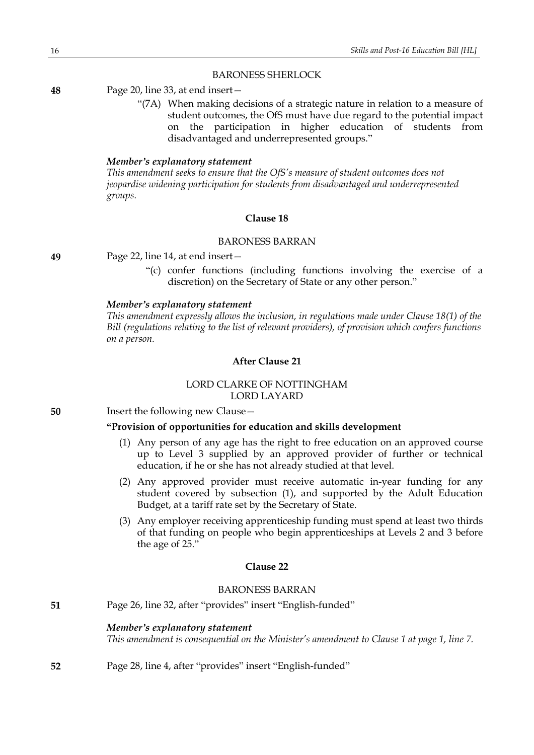BARONESS SHERLOCK

**48** Page 20, line 33, at end insert—

> "(7A) When making decisions of a strategic nature in relation to a measure of student outcomes, the OfS must have due regard to the potential impact on the participation in higher education of students from disadvantaged and underrepresented groups."

***Member's explanatory statement***

*This amendment seeks to ensure that the OfS's measure of student outcomes does not jeopardise widening participation for students from disadvantaged and underrepresented groups.*

**Clause 18**

BARONESS BARRAN

**49** Page 22, line 14, at end insert—

> "(c) confer functions (including functions involving the exercise of a discretion) on the Secretary of State or any other person."

***Member's explanatory statement***

*This amendment expressly allows the inclusion, in regulations made under Clause 18(1) of the Bill (regulations relating to the list of relevant providers), of provision which confers functions on a person.*

**After Clause 21**

LORD CLARKE OF NOTTINGHAM
LORD LAYARD

**50** Insert the following new Clause—

**"Provision of opportunities for education and skills development**

> (1) Any person of any age has the right to free education on an approved course up to Level 3 supplied by an approved provider of further or technical education, if he or she has not already studied at that level.
>
> (2) Any approved provider must receive automatic in-year funding for any student covered by subsection (1), and supported by the Adult Education Budget, at a tariff rate set by the Secretary of State.
>
> (3) Any employer receiving apprenticeship funding must spend at least two thirds of that funding on people who begin apprenticeships at Levels 2 and 3 before the age of 25."

**Clause 22**

BARONESS BARRAN

**51** Page 26, line 32, after "provides" insert "English-funded"

***Member's explanatory statement***

*This amendment is consequential on the Minister's amendment to Clause 1 at page 1, line 7.*

**52** Page 28, line 4, after "provides" insert "English-funded"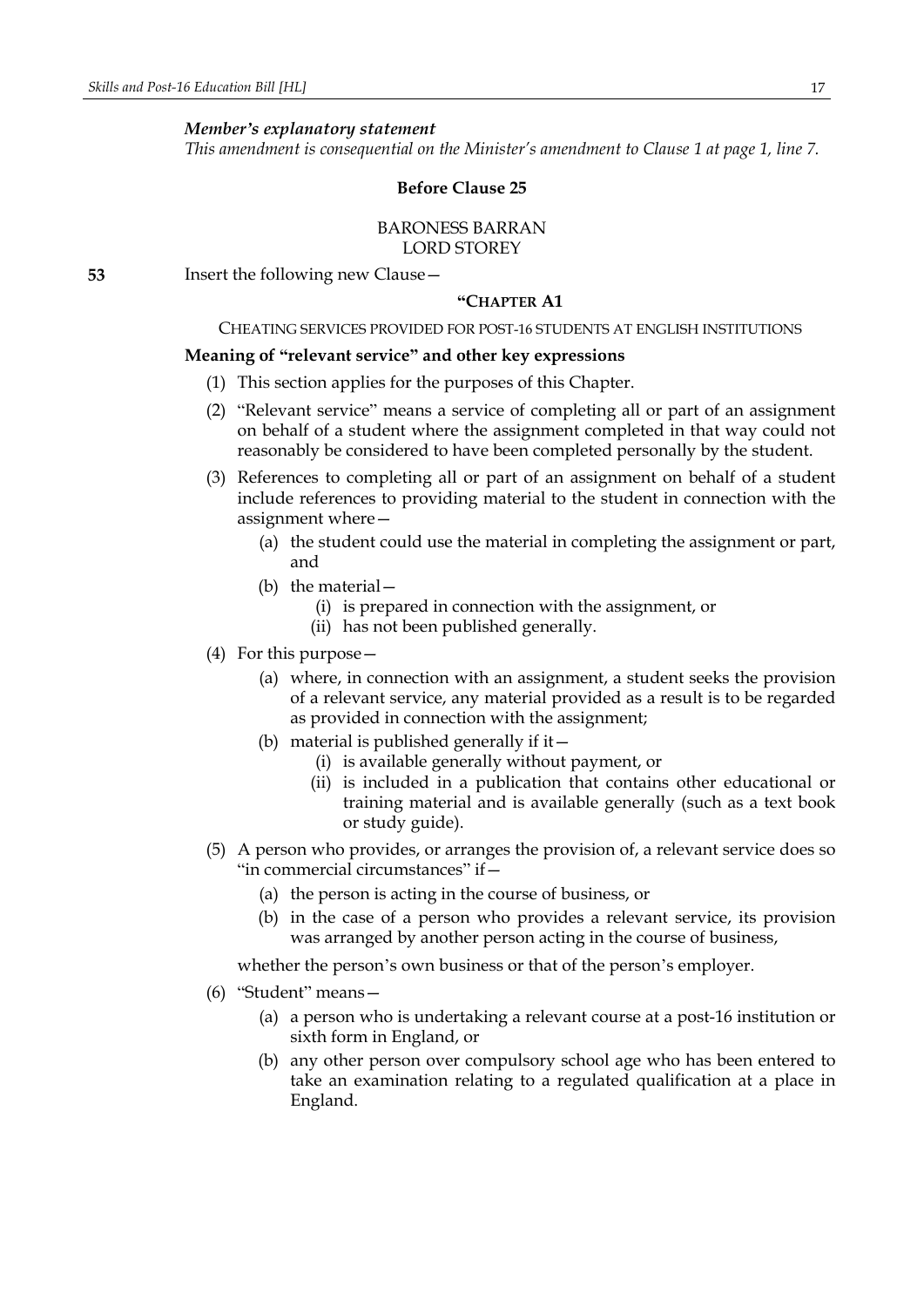*Member's explanatory statement*

*This amendment is consequential on the Minister's amendment to Clause 1 at page 1, line 7.*

**Before Clause 25**

BARONESS BARRAN
LORD STOREY

**53** Insert the following new Clause—

**"CHAPTER A1**

CHEATING SERVICES PROVIDED FOR POST-16 STUDENTS AT ENGLISH INSTITUTIONS

**Meaning of "relevant service" and other key expressions**

(1) This section applies for the purposes of this Chapter.

(2) "Relevant service" means a service of completing all or part of an assignment on behalf of a student where the assignment completed in that way could not reasonably be considered to have been completed personally by the student.

(3) References to completing all or part of an assignment on behalf of a student include references to providing material to the student in connection with the assignment where—

  (a) the student could use the material in completing the assignment or part, and

  (b) the material—

    (i) is prepared in connection with the assignment, or

    (ii) has not been published generally.

(4) For this purpose—

  (a) where, in connection with an assignment, a student seeks the provision of a relevant service, any material provided as a result is to be regarded as provided in connection with the assignment;

  (b) material is published generally if it—

    (i) is available generally without payment, or

    (ii) is included in a publication that contains other educational or training material and is available generally (such as a text book or study guide).

(5) A person who provides, or arranges the provision of, a relevant service does so "in commercial circumstances" if—

  (a) the person is acting in the course of business, or

  (b) in the case of a person who provides a relevant service, its provision was arranged by another person acting in the course of business,

whether the person's own business or that of the person's employer.

(6) "Student" means—

  (a) a person who is undertaking a relevant course at a post-16 institution or sixth form in England, or

  (b) any other person over compulsory school age who has been entered to take an examination relating to a regulated qualification at a place in England.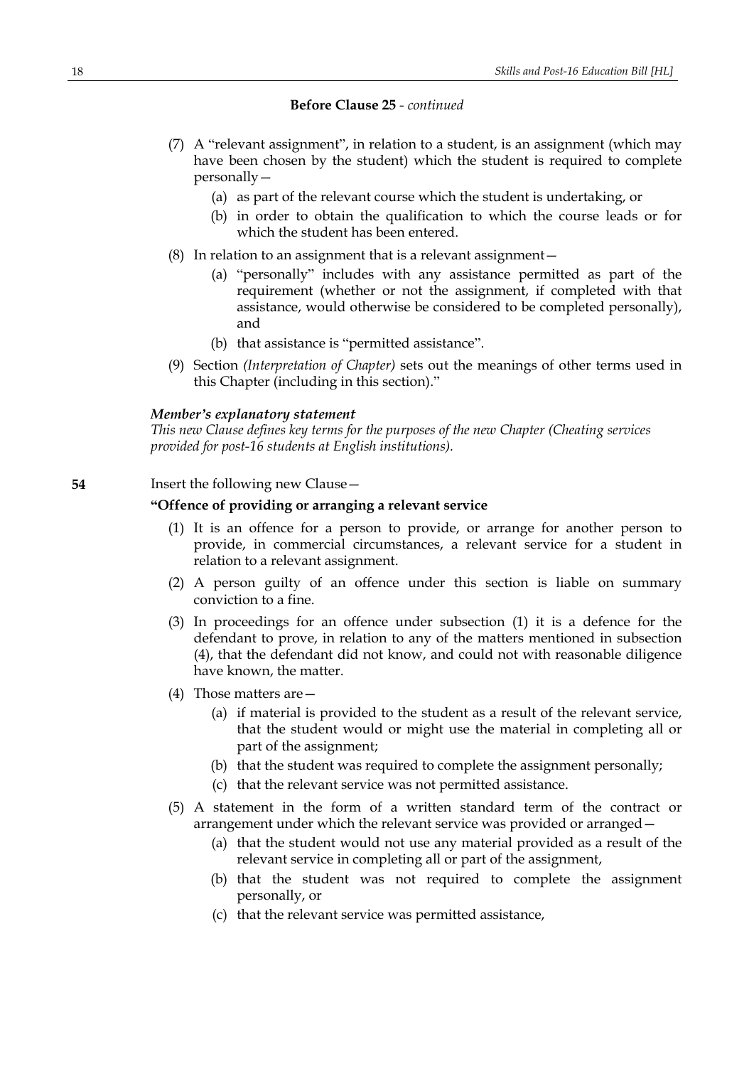**Before Clause 25** - *continued*

(7) A "relevant assignment", in relation to a student, is an assignment (which may have been chosen by the student) which the student is required to complete personally—

(a) as part of the relevant course which the student is undertaking, or

(b) in order to obtain the qualification to which the course leads or for which the student has been entered.

(8) In relation to an assignment that is a relevant assignment—

(a) "personally" includes with any assistance permitted as part of the requirement (whether or not the assignment, if completed with that assistance, would otherwise be considered to be completed personally), and

(b) that assistance is "permitted assistance".

(9) Section *(Interpretation of Chapter)* sets out the meanings of other terms used in this Chapter (including in this section)."

***Member's explanatory statement***

*This new Clause defines key terms for the purposes of the new Chapter (Cheating services provided for post-16 students at English institutions).*

**54** Insert the following new Clause—

**"Offence of providing or arranging a relevant service**

(1) It is an offence for a person to provide, or arrange for another person to provide, in commercial circumstances, a relevant service for a student in relation to a relevant assignment.

(2) A person guilty of an offence under this section is liable on summary conviction to a fine.

(3) In proceedings for an offence under subsection (1) it is a defence for the defendant to prove, in relation to any of the matters mentioned in subsection (4), that the defendant did not know, and could not with reasonable diligence have known, the matter.

(4) Those matters are—

(a) if material is provided to the student as a result of the relevant service, that the student would or might use the material in completing all or part of the assignment;

(b) that the student was required to complete the assignment personally;

(c) that the relevant service was not permitted assistance.

(5) A statement in the form of a written standard term of the contract or arrangement under which the relevant service was provided or arranged—

(a) that the student would not use any material provided as a result of the relevant service in completing all or part of the assignment,

(b) that the student was not required to complete the assignment personally, or

(c) that the relevant service was permitted assistance,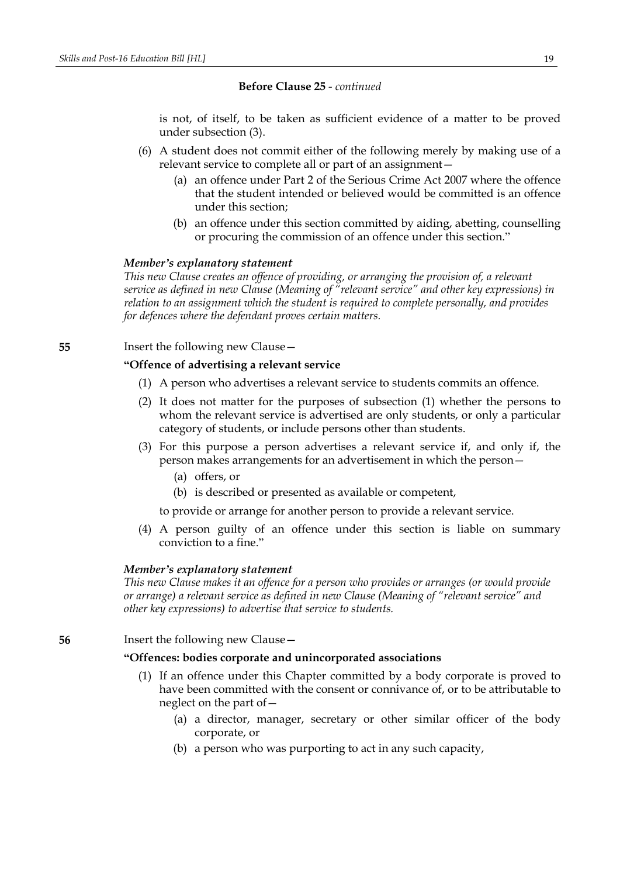**Before Clause 25** - *continued*

is not, of itself, to be taken as sufficient evidence of a matter to be proved under subsection (3).

(6) A student does not commit either of the following merely by making use of a relevant service to complete all or part of an assignment—

(a) an offence under Part 2 of the Serious Crime Act 2007 where the offence that the student intended or believed would be committed is an offence under this section;

(b) an offence under this section committed by aiding, abetting, counselling or procuring the commission of an offence under this section."

***Member's explanatory statement***

*This new Clause creates an offence of providing, or arranging the provision of, a relevant service as defined in new Clause (Meaning of "relevant service" and other key expressions) in relation to an assignment which the student is required to complete personally, and provides for defences where the defendant proves certain matters.*

**55** Insert the following new Clause—

**"Offence of advertising a relevant service**

(1) A person who advertises a relevant service to students commits an offence.

(2) It does not matter for the purposes of subsection (1) whether the persons to whom the relevant service is advertised are only students, or only a particular category of students, or include persons other than students.

(3) For this purpose a person advertises a relevant service if, and only if, the person makes arrangements for an advertisement in which the person—

(a) offers, or

(b) is described or presented as available or competent,

to provide or arrange for another person to provide a relevant service.

(4) A person guilty of an offence under this section is liable on summary conviction to a fine."

***Member's explanatory statement***

*This new Clause makes it an offence for a person who provides or arranges (or would provide or arrange) a relevant service as defined in new Clause (Meaning of "relevant service" and other key expressions) to advertise that service to students.*

**56** Insert the following new Clause—

**"Offences: bodies corporate and unincorporated associations**

(1) If an offence under this Chapter committed by a body corporate is proved to have been committed with the consent or connivance of, or to be attributable to neglect on the part of—

(a) a director, manager, secretary or other similar officer of the body corporate, or

(b) a person who was purporting to act in any such capacity,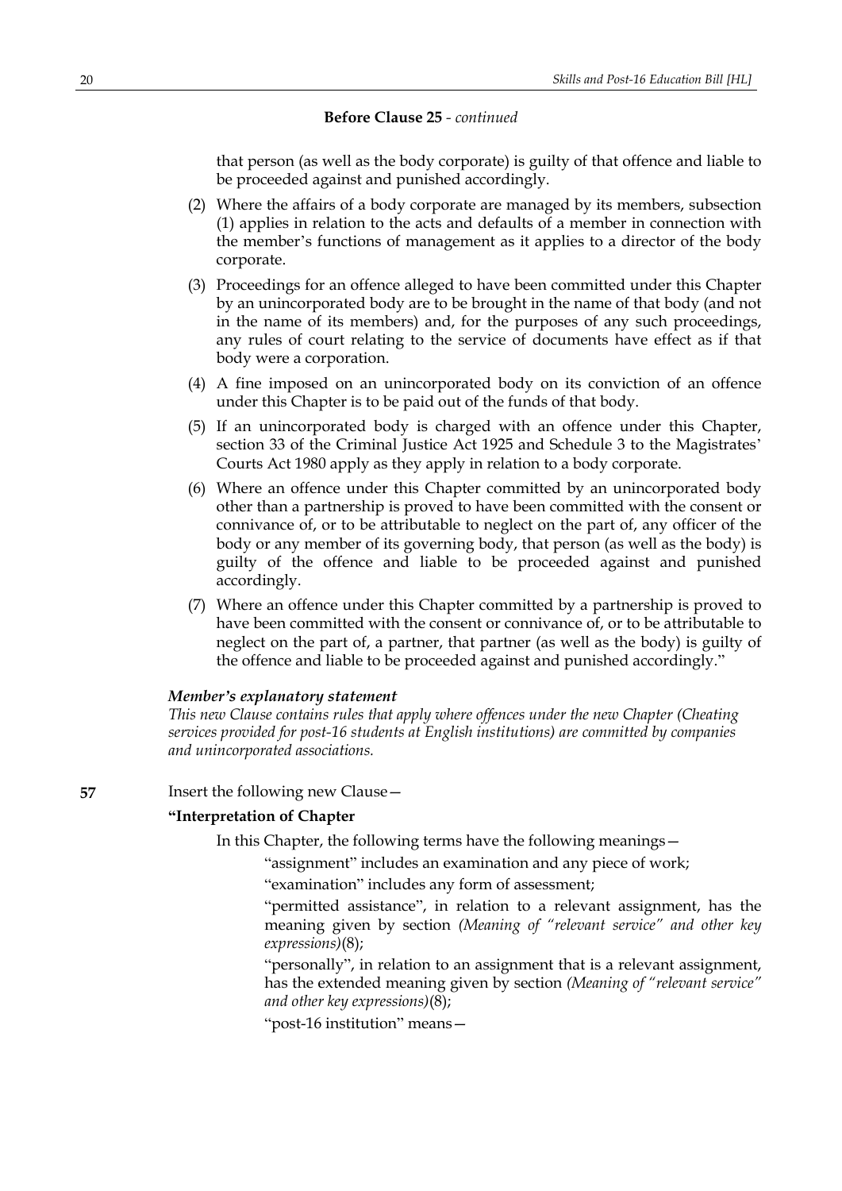**Before Clause 25** - *continued*

that person (as well as the body corporate) is guilty of that offence and liable to be proceeded against and punished accordingly.

(2) Where the affairs of a body corporate are managed by its members, subsection (1) applies in relation to the acts and defaults of a member in connection with the member's functions of management as it applies to a director of the body corporate.

(3) Proceedings for an offence alleged to have been committed under this Chapter by an unincorporated body are to be brought in the name of that body (and not in the name of its members) and, for the purposes of any such proceedings, any rules of court relating to the service of documents have effect as if that body were a corporation.

(4) A fine imposed on an unincorporated body on its conviction of an offence under this Chapter is to be paid out of the funds of that body.

(5) If an unincorporated body is charged with an offence under this Chapter, section 33 of the Criminal Justice Act 1925 and Schedule 3 to the Magistrates' Courts Act 1980 apply as they apply in relation to a body corporate.

(6) Where an offence under this Chapter committed by an unincorporated body other than a partnership is proved to have been committed with the consent or connivance of, or to be attributable to neglect on the part of, any officer of the body or any member of its governing body, that person (as well as the body) is guilty of the offence and liable to be proceeded against and punished accordingly.

(7) Where an offence under this Chapter committed by a partnership is proved to have been committed with the consent or connivance of, or to be attributable to neglect on the part of, a partner, that partner (as well as the body) is guilty of the offence and liable to be proceeded against and punished accordingly."

***Member's explanatory statement***

*This new Clause contains rules that apply where offences under the new Chapter (Cheating services provided for post-16 students at English institutions) are committed by companies and unincorporated associations.*

**57** Insert the following new Clause—

**"Interpretation of Chapter**

In this Chapter, the following terms have the following meanings—

"assignment" includes an examination and any piece of work;

"examination" includes any form of assessment;

"permitted assistance", in relation to a relevant assignment, has the meaning given by section *(Meaning of "relevant service" and other key expressions)*(8);

"personally", in relation to an assignment that is a relevant assignment, has the extended meaning given by section *(Meaning of "relevant service" and other key expressions)*(8);

"post-16 institution" means—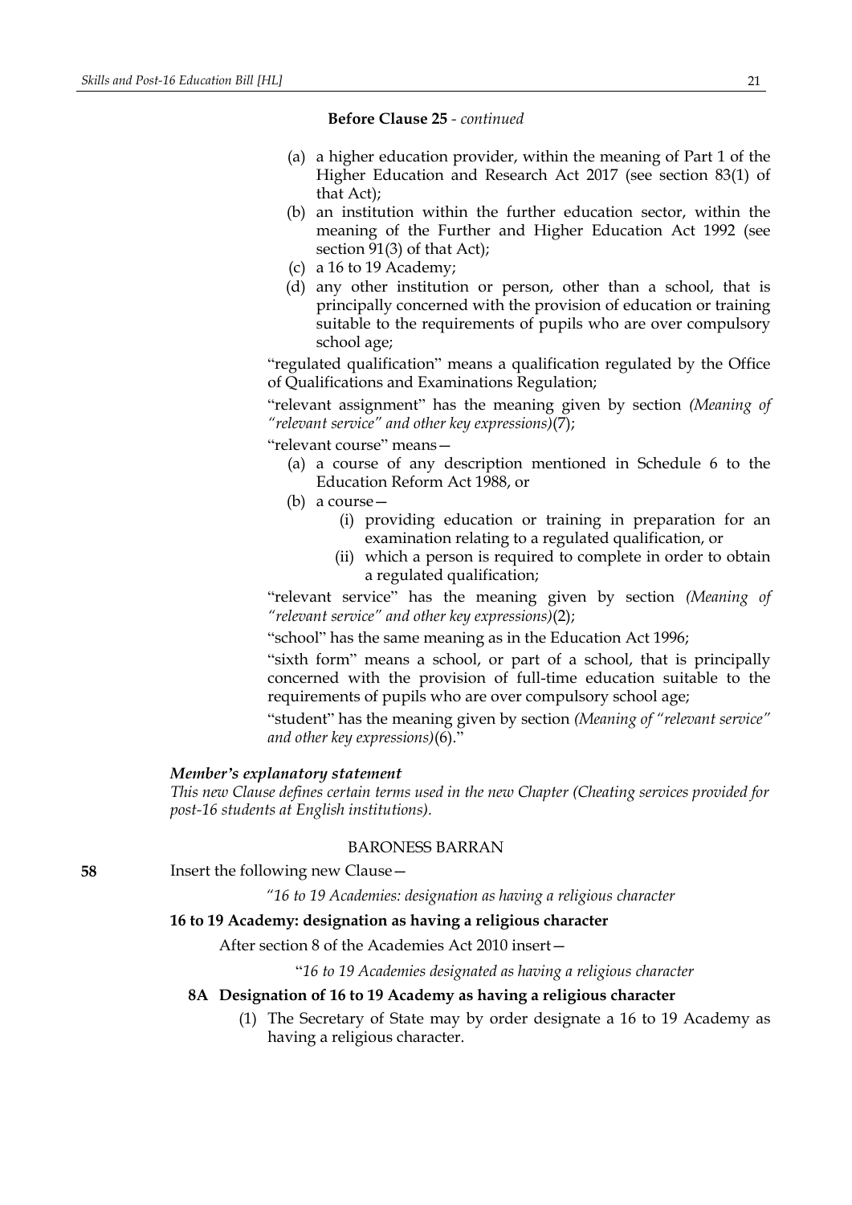**Before Clause 25** - *continued*

(a) a higher education provider, within the meaning of Part 1 of the Higher Education and Research Act 2017 (see section 83(1) of that Act);

(b) an institution within the further education sector, within the meaning of the Further and Higher Education Act 1992 (see section 91(3) of that Act);

(c) a 16 to 19 Academy;

(d) any other institution or person, other than a school, that is principally concerned with the provision of education or training suitable to the requirements of pupils who are over compulsory school age;

"regulated qualification" means a qualification regulated by the Office of Qualifications and Examinations Regulation;

"relevant assignment" has the meaning given by section *(Meaning of "relevant service" and other key expressions)*(7);

"relevant course" means—

(a) a course of any description mentioned in Schedule 6 to the Education Reform Act 1988, or

(b) a course—

(i) providing education or training in preparation for an examination relating to a regulated qualification, or

(ii) which a person is required to complete in order to obtain a regulated qualification;

"relevant service" has the meaning given by section *(Meaning of "relevant service" and other key expressions)*(2);

"school" has the same meaning as in the Education Act 1996;

"sixth form" means a school, or part of a school, that is principally concerned with the provision of full-time education suitable to the requirements of pupils who are over compulsory school age;

"student" has the meaning given by section *(Meaning of "relevant service" and other key expressions)*(6)."

***Member's explanatory statement***

*This new Clause defines certain terms used in the new Chapter (Cheating services provided for post-16 students at English institutions).*

BARONESS BARRAN

**58** Insert the following new Clause—

"*16 to 19 Academies: designation as having a religious character*

**16 to 19 Academy: designation as having a religious character**

After section 8 of the Academies Act 2010 insert—

"*16 to 19 Academies designated as having a religious character*

**8A Designation of 16 to 19 Academy as having a religious character**

(1) The Secretary of State may by order designate a 16 to 19 Academy as having a religious character.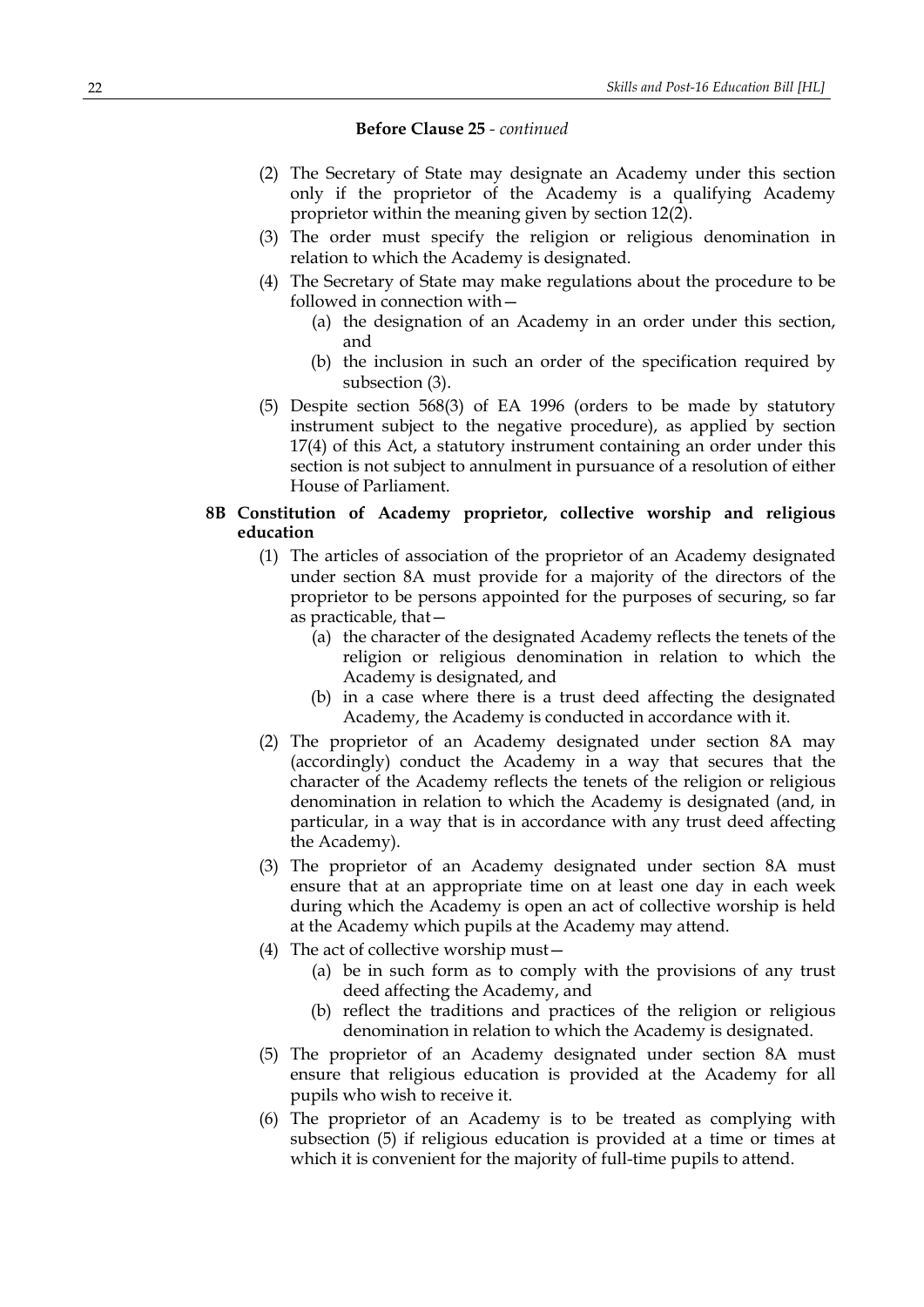**Before Clause 25** - *continued*

(2) The Secretary of State may designate an Academy under this section only if the proprietor of the Academy is a qualifying Academy proprietor within the meaning given by section 12(2).

(3) The order must specify the religion or religious denomination in relation to which the Academy is designated.

(4) The Secretary of State may make regulations about the procedure to be followed in connection with—

(a) the designation of an Academy in an order under this section, and

(b) the inclusion in such an order of the specification required by subsection (3).

(5) Despite section 568(3) of EA 1996 (orders to be made by statutory instrument subject to the negative procedure), as applied by section 17(4) of this Act, a statutory instrument containing an order under this section is not subject to annulment in pursuance of a resolution of either House of Parliament.

**8B Constitution of Academy proprietor, collective worship and religious education**

(1) The articles of association of the proprietor of an Academy designated under section 8A must provide for a majority of the directors of the proprietor to be persons appointed for the purposes of securing, so far as practicable, that—

(a) the character of the designated Academy reflects the tenets of the religion or religious denomination in relation to which the Academy is designated, and

(b) in a case where there is a trust deed affecting the designated Academy, the Academy is conducted in accordance with it.

(2) The proprietor of an Academy designated under section 8A may (accordingly) conduct the Academy in a way that secures that the character of the Academy reflects the tenets of the religion or religious denomination in relation to which the Academy is designated (and, in particular, in a way that is in accordance with any trust deed affecting the Academy).

(3) The proprietor of an Academy designated under section 8A must ensure that at an appropriate time on at least one day in each week during which the Academy is open an act of collective worship is held at the Academy which pupils at the Academy may attend.

(4) The act of collective worship must—

(a) be in such form as to comply with the provisions of any trust deed affecting the Academy, and

(b) reflect the traditions and practices of the religion or religious denomination in relation to which the Academy is designated.

(5) The proprietor of an Academy designated under section 8A must ensure that religious education is provided at the Academy for all pupils who wish to receive it.

(6) The proprietor of an Academy is to be treated as complying with subsection (5) if religious education is provided at a time or times at which it is convenient for the majority of full-time pupils to attend.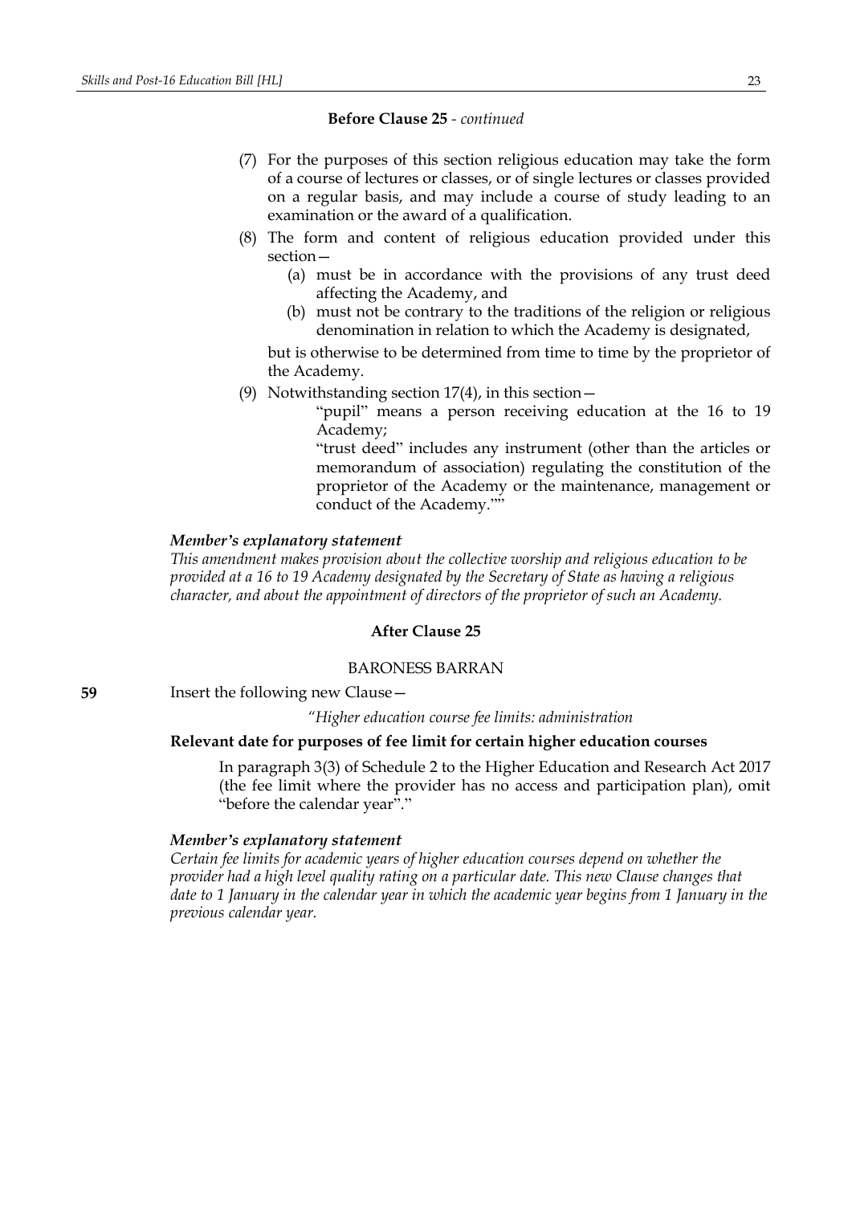**Before Clause 25** - *continued*

(7) For the purposes of this section religious education may take the form of a course of lectures or classes, or of single lectures or classes provided on a regular basis, and may include a course of study leading to an examination or the award of a qualification.

(8) The form and content of religious education provided under this section—

(a) must be in accordance with the provisions of any trust deed affecting the Academy, and

(b) must not be contrary to the traditions of the religion or religious denomination in relation to which the Academy is designated,

but is otherwise to be determined from time to time by the proprietor of the Academy.

(9) Notwithstanding section 17(4), in this section—

"pupil" means a person receiving education at the 16 to 19 Academy;

"trust deed" includes any instrument (other than the articles or memorandum of association) regulating the constitution of the proprietor of the Academy or the maintenance, management or conduct of the Academy.""

***Member's explanatory statement***

*This amendment makes provision about the collective worship and religious education to be provided at a 16 to 19 Academy designated by the Secretary of State as having a religious character, and about the appointment of directors of the proprietor of such an Academy.*

**After Clause 25**

BARONESS BARRAN

**59** Insert the following new Clause—

*"Higher education course fee limits: administration*

**Relevant date for purposes of fee limit for certain higher education courses**

In paragraph 3(3) of Schedule 2 to the Higher Education and Research Act 2017 (the fee limit where the provider has no access and participation plan), omit "before the calendar year"."

***Member's explanatory statement***

*Certain fee limits for academic years of higher education courses depend on whether the provider had a high level quality rating on a particular date. This new Clause changes that date to 1 January in the calendar year in which the academic year begins from 1 January in the previous calendar year.*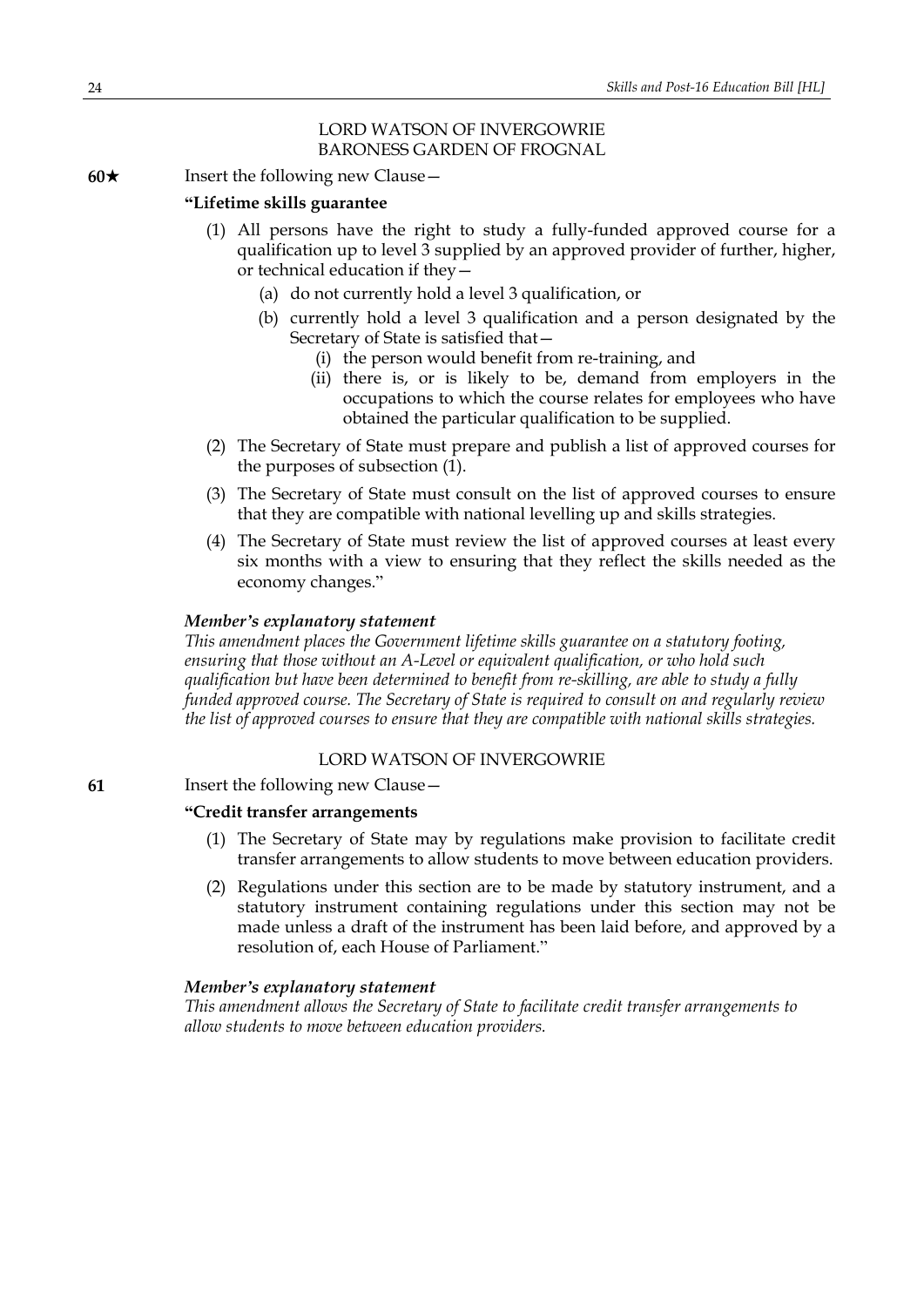LORD WATSON OF INVERGOWRIE
BARONESS GARDEN OF FROGNAL

**60★** Insert the following new Clause—

**"Lifetime skills guarantee**

(1) All persons have the right to study a fully-funded approved course for a qualification up to level 3 supplied by an approved provider of further, higher, or technical education if they—

(a) do not currently hold a level 3 qualification, or

(b) currently hold a level 3 qualification and a person designated by the Secretary of State is satisfied that—

(i) the person would benefit from re-training, and

(ii) there is, or is likely to be, demand from employers in the occupations to which the course relates for employees who have obtained the particular qualification to be supplied.

(2) The Secretary of State must prepare and publish a list of approved courses for the purposes of subsection (1).

(3) The Secretary of State must consult on the list of approved courses to ensure that they are compatible with national levelling up and skills strategies.

(4) The Secretary of State must review the list of approved courses at least every six months with a view to ensuring that they reflect the skills needed as the economy changes."

***Member's explanatory statement***

*This amendment places the Government lifetime skills guarantee on a statutory footing, ensuring that those without an A-Level or equivalent qualification, or who hold such qualification but have been determined to benefit from re-skilling, are able to study a fully funded approved course. The Secretary of State is required to consult on and regularly review the list of approved courses to ensure that they are compatible with national skills strategies.*

LORD WATSON OF INVERGOWRIE

**61** Insert the following new Clause—

**"Credit transfer arrangements**

(1) The Secretary of State may by regulations make provision to facilitate credit transfer arrangements to allow students to move between education providers.

(2) Regulations under this section are to be made by statutory instrument, and a statutory instrument containing regulations under this section may not be made unless a draft of the instrument has been laid before, and approved by a resolution of, each House of Parliament."

***Member's explanatory statement***

*This amendment allows the Secretary of State to facilitate credit transfer arrangements to allow students to move between education providers.*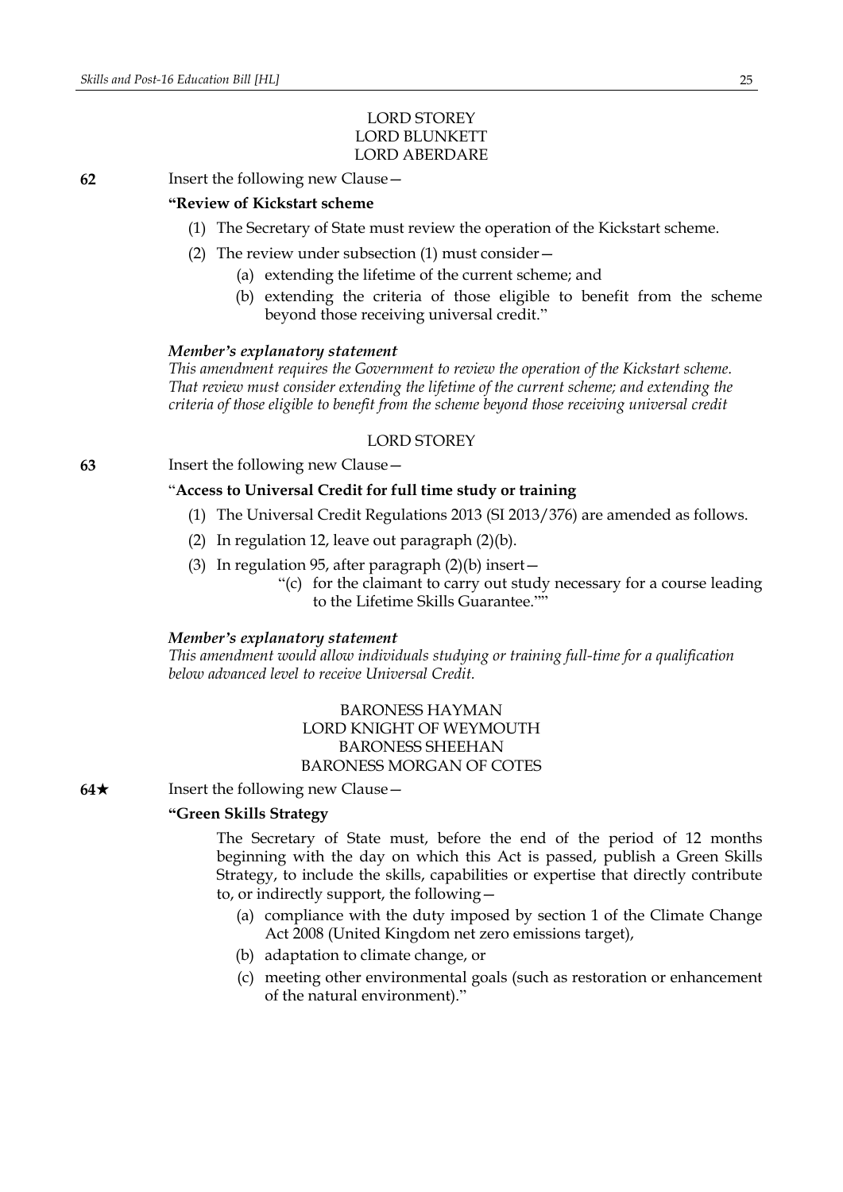LORD STOREY
LORD BLUNKETT
LORD ABERDARE

**62** Insert the following new Clause—

**"Review of Kickstart scheme**

(1) The Secretary of State must review the operation of the Kickstart scheme.

(2) The review under subsection (1) must consider—

(a) extending the lifetime of the current scheme; and

(b) extending the criteria of those eligible to benefit from the scheme beyond those receiving universal credit."

***Member's explanatory statement***

*This amendment requires the Government to review the operation of the Kickstart scheme. That review must consider extending the lifetime of the current scheme; and extending the criteria of those eligible to benefit from the scheme beyond those receiving universal credit*

LORD STOREY

**63** Insert the following new Clause—

"**Access to Universal Credit for full time study or training**

(1) The Universal Credit Regulations 2013 (SI 2013/376) are amended as follows.

(2) In regulation 12, leave out paragraph (2)(b).

(3) In regulation 95, after paragraph (2)(b) insert—

"(c) for the claimant to carry out study necessary for a course leading to the Lifetime Skills Guarantee.""

***Member's explanatory statement***

*This amendment would allow individuals studying or training full-time for a qualification below advanced level to receive Universal Credit.*

BARONESS HAYMAN
LORD KNIGHT OF WEYMOUTH
BARONESS SHEEHAN
BARONESS MORGAN OF COTES

**64★** Insert the following new Clause—

**"Green Skills Strategy**

The Secretary of State must, before the end of the period of 12 months beginning with the day on which this Act is passed, publish a Green Skills Strategy, to include the skills, capabilities or expertise that directly contribute to, or indirectly support, the following—

(a) compliance with the duty imposed by section 1 of the Climate Change Act 2008 (United Kingdom net zero emissions target),

(b) adaptation to climate change, or

(c) meeting other environmental goals (such as restoration or enhancement of the natural environment)."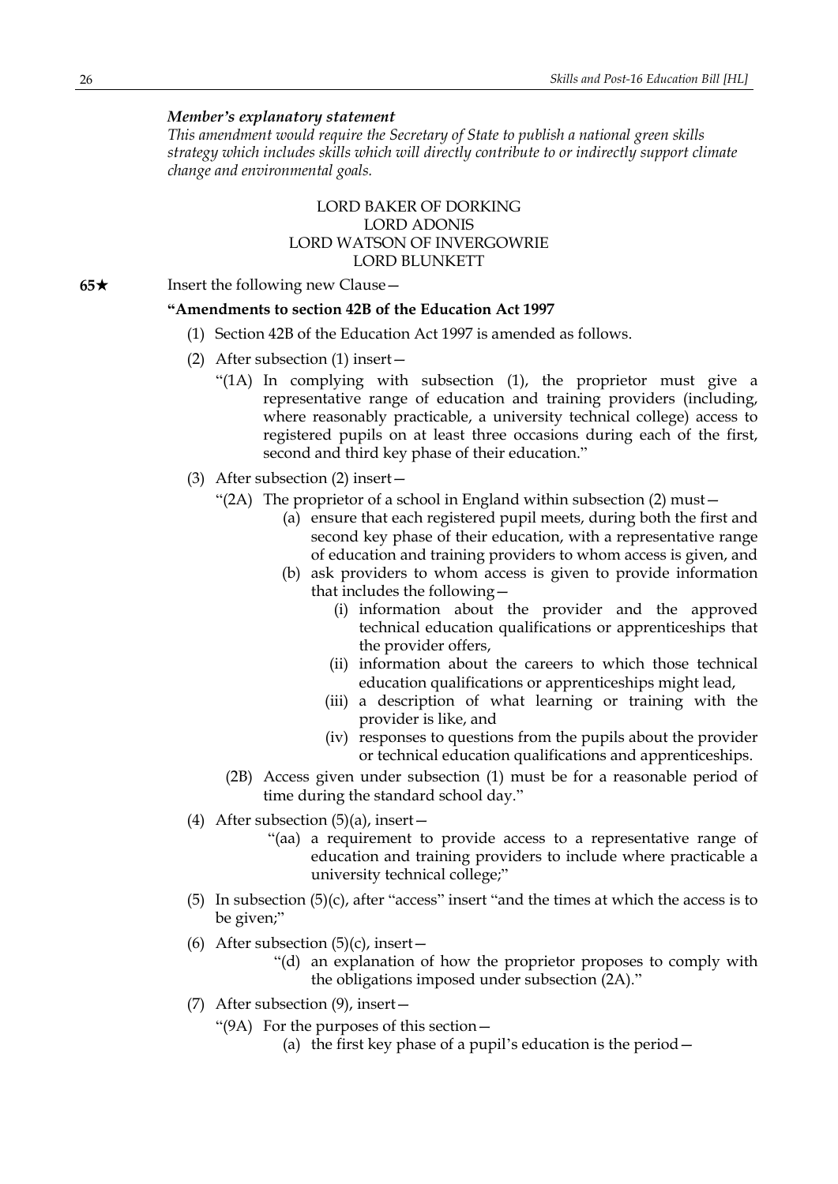***Member's explanatory statement***

*This amendment would require the Secretary of State to publish a national green skills strategy which includes skills which will directly contribute to or indirectly support climate change and environmental goals.*

LORD BAKER OF DORKING
LORD ADONIS
LORD WATSON OF INVERGOWRIE
LORD BLUNKETT

**65★** Insert the following new Clause—

**"Amendments to section 42B of the Education Act 1997**

(1) Section 42B of the Education Act 1997 is amended as follows.

(2) After subsection (1) insert—

"(1A) In complying with subsection (1), the proprietor must give a representative range of education and training providers (including, where reasonably practicable, a university technical college) access to registered pupils on at least three occasions during each of the first, second and third key phase of their education."

(3) After subsection (2) insert—

"(2A) The proprietor of a school in England within subsection (2) must—

(a) ensure that each registered pupil meets, during both the first and second key phase of their education, with a representative range of education and training providers to whom access is given, and

(b) ask providers to whom access is given to provide information that includes the following—

(i) information about the provider and the approved technical education qualifications or apprenticeships that the provider offers,

(ii) information about the careers to which those technical education qualifications or apprenticeships might lead,

(iii) a description of what learning or training with the provider is like, and

(iv) responses to questions from the pupils about the provider or technical education qualifications and apprenticeships.

(2B) Access given under subsection (1) must be for a reasonable period of time during the standard school day."

(4) After subsection (5)(a), insert—

"(aa) a requirement to provide access to a representative range of education and training providers to include where practicable a university technical college;"

(5) In subsection (5)(c), after "access" insert "and the times at which the access is to be given;"

(6) After subsection (5)(c), insert—

"(d) an explanation of how the proprietor proposes to comply with the obligations imposed under subsection (2A)."

(7) After subsection (9), insert—

"(9A) For the purposes of this section—

(a) the first key phase of a pupil's education is the period—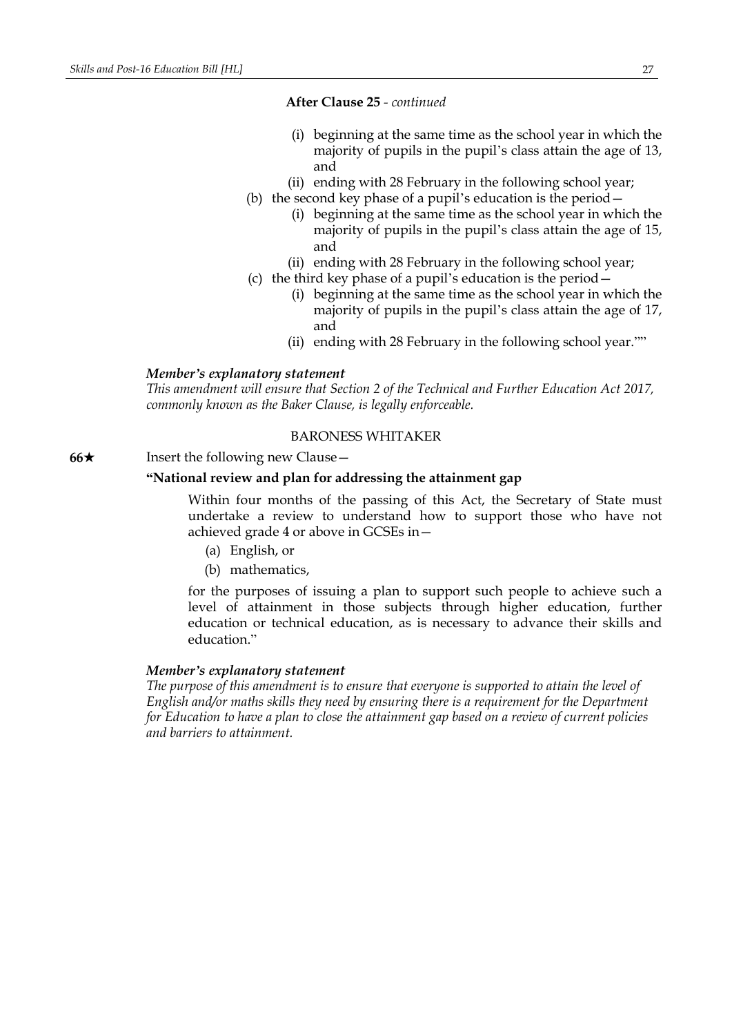**After Clause 25** - *continued*

(i) beginning at the same time as the school year in which the majority of pupils in the pupil's class attain the age of 13, and

(ii) ending with 28 February in the following school year;

(b) the second key phase of a pupil's education is the period—

(i) beginning at the same time as the school year in which the majority of pupils in the pupil's class attain the age of 15, and

(ii) ending with 28 February in the following school year;

(c) the third key phase of a pupil's education is the period—

(i) beginning at the same time as the school year in which the majority of pupils in the pupil's class attain the age of 17, and

(ii) ending with 28 February in the following school year.""

***Member's explanatory statement***

*This amendment will ensure that Section 2 of the Technical and Further Education Act 2017, commonly known as the Baker Clause, is legally enforceable.*

BARONESS WHITAKER

**66★** Insert the following new Clause—

**"National review and plan for addressing the attainment gap**

Within four months of the passing of this Act, the Secretary of State must undertake a review to understand how to support those who have not achieved grade 4 or above in GCSEs in—

(a) English, or

(b) mathematics,

for the purposes of issuing a plan to support such people to achieve such a level of attainment in those subjects through higher education, further education or technical education, as is necessary to advance their skills and education."

***Member's explanatory statement***

*The purpose of this amendment is to ensure that everyone is supported to attain the level of English and/or maths skills they need by ensuring there is a requirement for the Department for Education to have a plan to close the attainment gap based on a review of current policies and barriers to attainment.*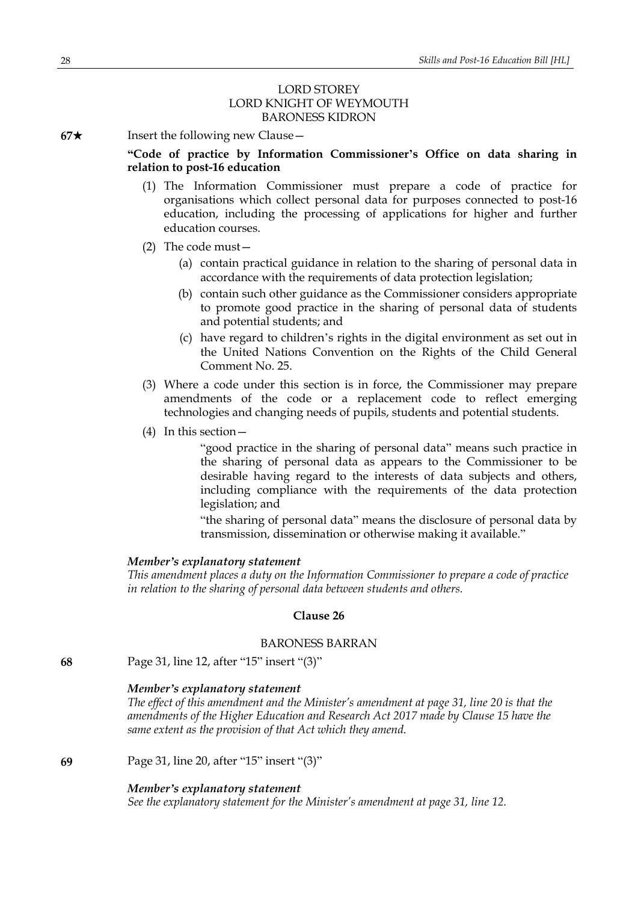LORD STOREY
LORD KNIGHT OF WEYMOUTH
BARONESS KIDRON

**67★** Insert the following new Clause—

**"Code of practice by Information Commissioner's Office on data sharing in relation to post-16 education**

(1) The Information Commissioner must prepare a code of practice for organisations which collect personal data for purposes connected to post-16 education, including the processing of applications for higher and further education courses.

(2) The code must—

(a) contain practical guidance in relation to the sharing of personal data in accordance with the requirements of data protection legislation;

(b) contain such other guidance as the Commissioner considers appropriate to promote good practice in the sharing of personal data of students and potential students; and

(c) have regard to children's rights in the digital environment as set out in the United Nations Convention on the Rights of the Child General Comment No. 25.

(3) Where a code under this section is in force, the Commissioner may prepare amendments of the code or a replacement code to reflect emerging technologies and changing needs of pupils, students and potential students.

(4) In this section—

"good practice in the sharing of personal data" means such practice in the sharing of personal data as appears to the Commissioner to be desirable having regard to the interests of data subjects and others, including compliance with the requirements of the data protection legislation; and

"the sharing of personal data" means the disclosure of personal data by transmission, dissemination or otherwise making it available."

***Member's explanatory statement***

*This amendment places a duty on the Information Commissioner to prepare a code of practice in relation to the sharing of personal data between students and others.*

**Clause 26**

BARONESS BARRAN

**68** Page 31, line 12, after "15" insert "(3)"

***Member's explanatory statement***

*The effect of this amendment and the Minister's amendment at page 31, line 20 is that the amendments of the Higher Education and Research Act 2017 made by Clause 15 have the same extent as the provision of that Act which they amend.*

**69** Page 31, line 20, after "15" insert "(3)"

***Member's explanatory statement***

*See the explanatory statement for the Minister's amendment at page 31, line 12.*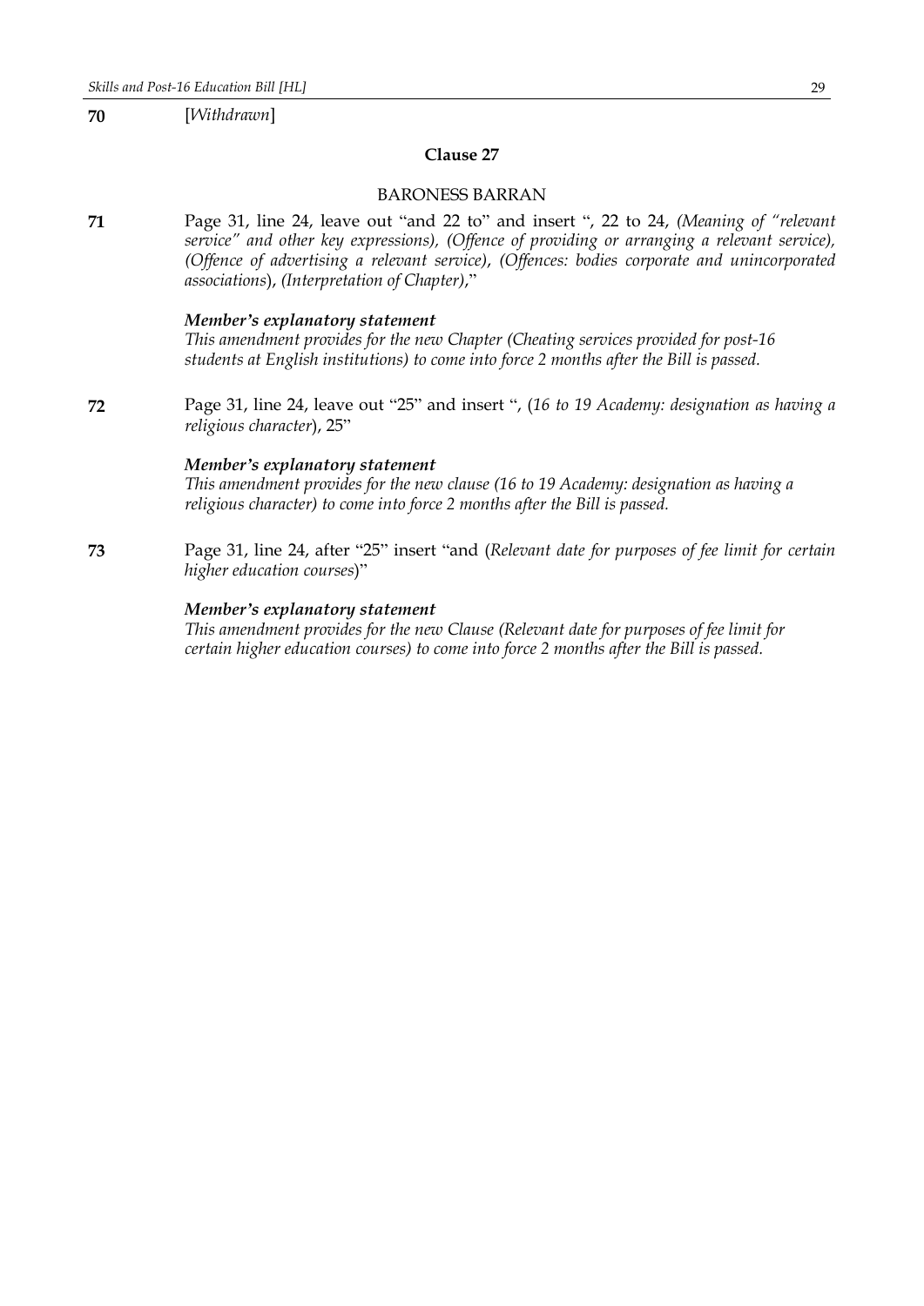**70** [*Withdrawn*]

### Clause 27

BARONESS BARRAN

**71** Page 31, line 24, leave out "and 22 to" and insert ", 22 to 24, *(Meaning of "relevant service" and other key expressions), (Offence of providing or arranging a relevant service), (Offence of advertising a relevant service), (Offences: bodies corporate and unincorporated associations), (Interpretation of Chapter)*,"

***Member's explanatory statement***
*This amendment provides for the new Chapter (Cheating services provided for post-16 students at English institutions) to come into force 2 months after the Bill is passed.*

**72** Page 31, line 24, leave out "25" and insert ", (*16 to 19 Academy: designation as having a religious character*), 25"

***Member's explanatory statement***
*This amendment provides for the new clause (16 to 19 Academy: designation as having a religious character) to come into force 2 months after the Bill is passed.*

**73** Page 31, line 24, after "25" insert "and (*Relevant date for purposes of fee limit for certain higher education courses*)"

***Member's explanatory statement***
*This amendment provides for the new Clause (Relevant date for purposes of fee limit for certain higher education courses) to come into force 2 months after the Bill is passed.*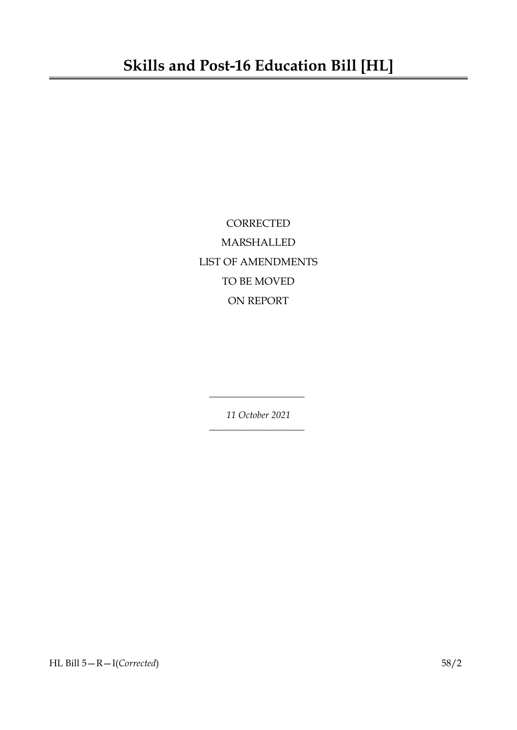# Skills and Post-16 Education Bill [HL]

CORRECTED

MARSHALLED

LIST OF AMENDMENTS

TO BE MOVED

ON REPORT

---

*11 October 2021*

---

HL Bill 5—R—I(*Corrected*) 58/2